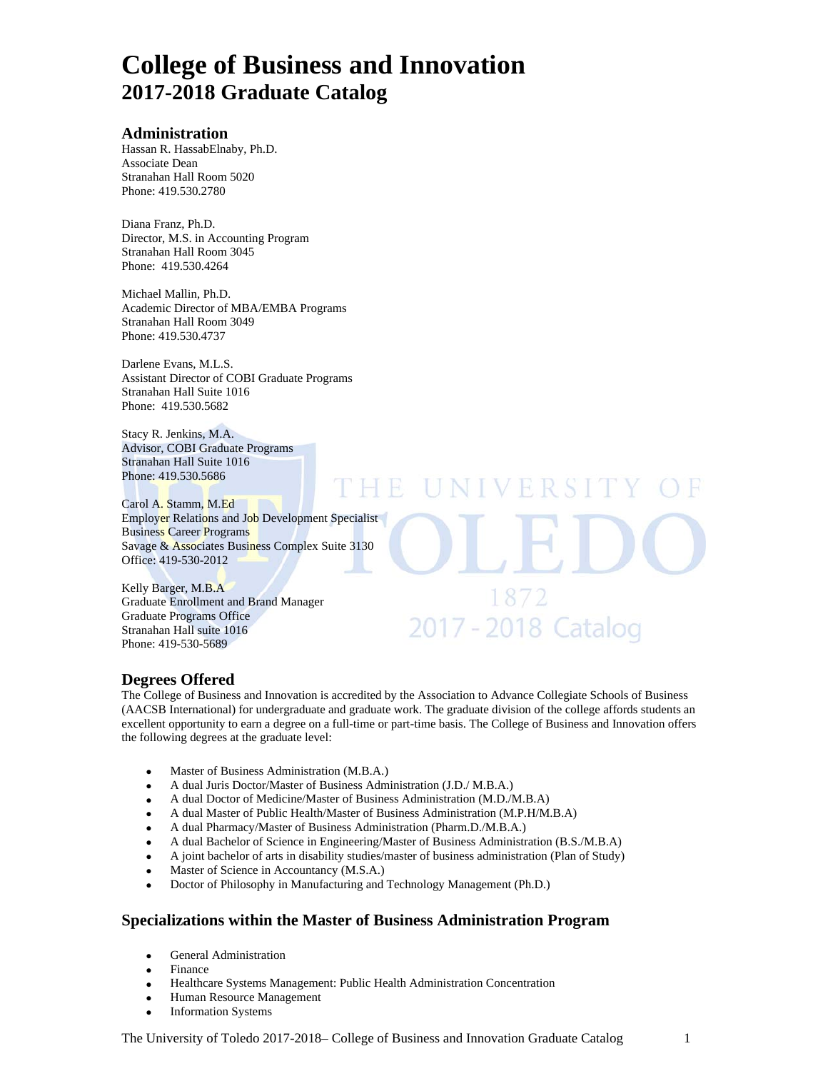# College of Business and Innovation
## 2017-2018 Graduate Catalog

### Administration

Hassan R. HassabElnaby, Ph.D.
Associate Dean
Stranahan Hall Room 5020
Phone: 419.530.2780

Diana Franz, Ph.D.
Director, M.S. in Accounting Program
Stranahan Hall Room 3045
Phone: 419.530.4264

Michael Mallin, Ph.D.
Academic Director of MBA/EMBA Programs
Stranahan Hall Room 3049
Phone: 419.530.4737

Darlene Evans, M.L.S.
Assistant Director of COBI Graduate Programs
Stranahan Hall Suite 1016
Phone: 419.530.5682

Stacy R. Jenkins, M.A.
Advisor, COBI Graduate Programs
Stranahan Hall Suite 1016
Phone: 419.530.5686

Carol A. Stamm, M.Ed
Employer Relations and Job Development Specialist
Business Career Programs
Savage & Associates Business Complex Suite 3130
Office: 419-530-2012

Kelly Barger, M.B.A
Graduate Enrollment and Brand Manager
Graduate Programs Office
Stranahan Hall suite 1016
Phone: 419-530-5689

### Degrees Offered

The College of Business and Innovation is accredited by the Association to Advance Collegiate Schools of Business (AACSB International) for undergraduate and graduate work. The graduate division of the college affords students an excellent opportunity to earn a degree on a full-time or part-time basis. The College of Business and Innovation offers the following degrees at the graduate level:

- Master of Business Administration (M.B.A.)
- A dual Juris Doctor/Master of Business Administration (J.D./ M.B.A.)
- A dual Doctor of Medicine/Master of Business Administration (M.D./M.B.A)
- A dual Master of Public Health/Master of Business Administration (M.P.H/M.B.A)
- A dual Pharmacy/Master of Business Administration (Pharm.D./M.B.A.)
- A dual Bachelor of Science in Engineering/Master of Business Administration (B.S./M.B.A)
- A joint bachelor of arts in disability studies/master of business administration (Plan of Study)
- Master of Science in Accountancy (M.S.A.)
- Doctor of Philosophy in Manufacturing and Technology Management (Ph.D.)

### Specializations within the Master of Business Administration Program

- General Administration
- Finance
- Healthcare Systems Management: Public Health Administration Concentration
- Human Resource Management
- Information Systems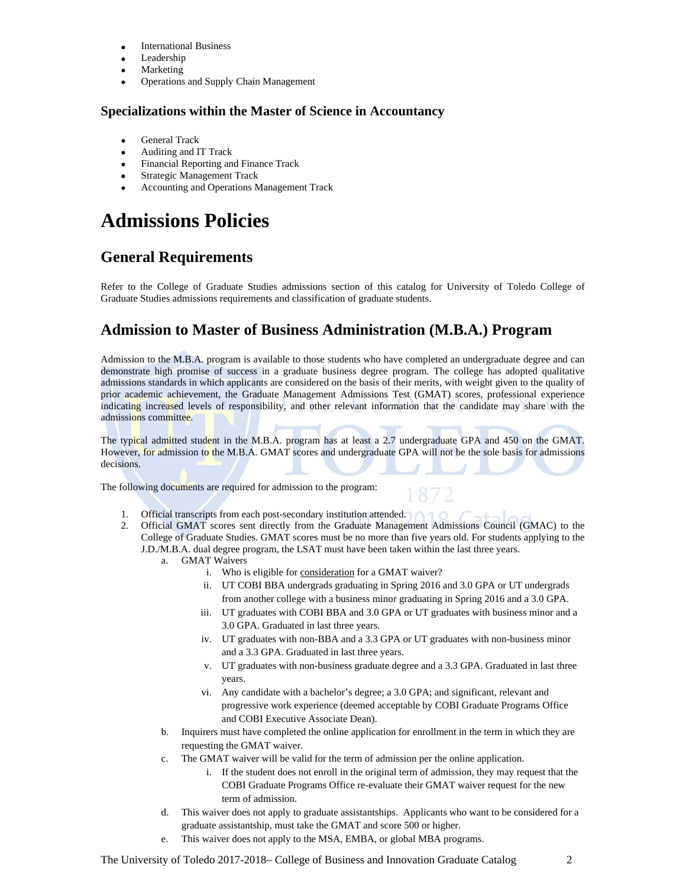- International Business
- Leadership
- Marketing
- Operations and Supply Chain Management

### Specializations within the Master of Science in Accountancy

- General Track
- Auditing and IT Track
- Financial Reporting and Finance Track
- Strategic Management Track
- Accounting and Operations Management Track

# Admissions Policies

## General Requirements

Refer to the College of Graduate Studies admissions section of this catalog for University of Toledo College of Graduate Studies admissions requirements and classification of graduate students.

## Admission to Master of Business Administration (M.B.A.) Program

Admission to the M.B.A. program is available to those students who have completed an undergraduate degree and can demonstrate high promise of success in a graduate business degree program. The college has adopted qualitative admissions standards in which applicants are considered on the basis of their merits, with weight given to the quality of prior academic achievement, the Graduate Management Admissions Test (GMAT) scores, professional experience indicating increased levels of responsibility, and other relevant information that the candidate may share with the admissions committee.

The typical admitted student in the M.B.A. program has at least a 2.7 undergraduate GPA and 450 on the GMAT. However, for admission to the M.B.A. GMAT scores and undergraduate GPA will not be the sole basis for admissions decisions.

The following documents are required for admission to the program:

1. Official transcripts from each post-secondary institution attended.
2. Official GMAT scores sent directly from the Graduate Management Admissions Council (GMAC) to the College of Graduate Studies. GMAT scores must be no more than five years old. For students applying to the J.D./M.B.A. dual degree program, the LSAT must have been taken within the last three years.
   a. GMAT Waivers
      i. Who is eligible for consideration for a GMAT waiver?
      ii. UT COBI BBA undergrads graduating in Spring 2016 and 3.0 GPA or UT undergrads from another college with a business minor graduating in Spring 2016 and a 3.0 GPA.
      iii. UT graduates with COBI BBA and 3.0 GPA or UT graduates with business minor and a 3.0 GPA. Graduated in last three years.
      iv. UT graduates with non-BBA and a 3.3 GPA or UT graduates with non-business minor and a 3.3 GPA. Graduated in last three years.
      v. UT graduates with non-business graduate degree and a 3.3 GPA. Graduated in last three years.
      vi. Any candidate with a bachelor's degree; a 3.0 GPA; and significant, relevant and progressive work experience (deemed acceptable by COBI Graduate Programs Office and COBI Executive Associate Dean).
   b. Inquirers must have completed the online application for enrollment in the term in which they are requesting the GMAT waiver.
   c. The GMAT waiver will be valid for the term of admission per the online application.
      i. If the student does not enroll in the original term of admission, they may request that the COBI Graduate Programs Office re-evaluate their GMAT waiver request for the new term of admission.
   d. This waiver does not apply to graduate assistantships. Applicants who want to be considered for a graduate assistantship, must take the GMAT and score 500 or higher.
   e. This waiver does not apply to the MSA, EMBA, or global MBA programs.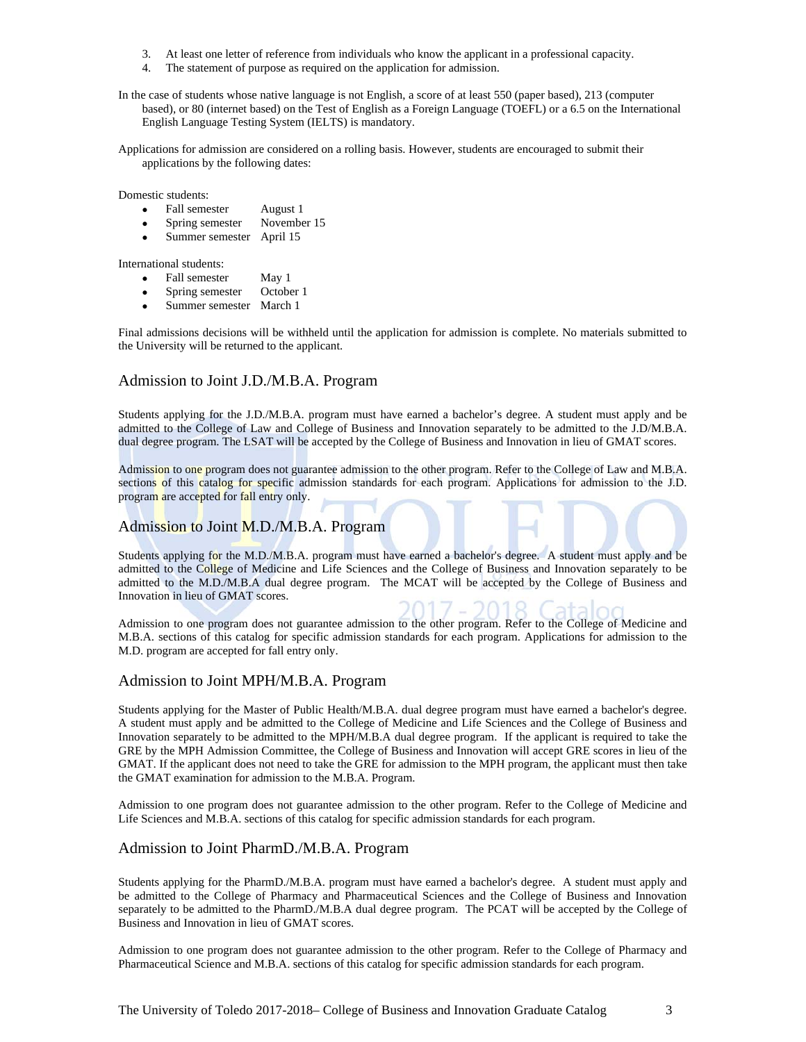3. At least one letter of reference from individuals who know the applicant in a professional capacity.
4. The statement of purpose as required on the application for admission.

In the case of students whose native language is not English, a score of at least 550 (paper based), 213 (computer based), or 80 (internet based) on the Test of English as a Foreign Language (TOEFL) or a 6.5 on the International English Language Testing System (IELTS) is mandatory.

Applications for admission are considered on a rolling basis. However, students are encouraged to submit their applications by the following dates:

Domestic students:

- Fall semester August 1
- Spring semester November 15
- Summer semester April 15

International students:

- Fall semester May 1
- Spring semester October 1
- Summer semester March 1

Final admissions decisions will be withheld until the application for admission is complete. No materials submitted to the University will be returned to the applicant.

## Admission to Joint J.D./M.B.A. Program

Students applying for the J.D./M.B.A. program must have earned a bachelor's degree. A student must apply and be admitted to the College of Law and College of Business and Innovation separately to be admitted to the J.D/M.B.A. dual degree program. The LSAT will be accepted by the College of Business and Innovation in lieu of GMAT scores.

Admission to one program does not guarantee admission to the other program. Refer to the College of Law and M.B.A. sections of this catalog for specific admission standards for each program. Applications for admission to the J.D. program are accepted for fall entry only.

## Admission to Joint M.D./M.B.A. Program

Students applying for the M.D./M.B.A. program must have earned a bachelor's degree. A student must apply and be admitted to the College of Medicine and Life Sciences and the College of Business and Innovation separately to be admitted to the M.D./M.B.A dual degree program. The MCAT will be accepted by the College of Business and Innovation in lieu of GMAT scores.

Admission to one program does not guarantee admission to the other program. Refer to the College of Medicine and M.B.A. sections of this catalog for specific admission standards for each program. Applications for admission to the M.D. program are accepted for fall entry only.

## Admission to Joint MPH/M.B.A. Program

Students applying for the Master of Public Health/M.B.A. dual degree program must have earned a bachelor's degree. A student must apply and be admitted to the College of Medicine and Life Sciences and the College of Business and Innovation separately to be admitted to the MPH/M.B.A dual degree program. If the applicant is required to take the GRE by the MPH Admission Committee, the College of Business and Innovation will accept GRE scores in lieu of the GMAT. If the applicant does not need to take the GRE for admission to the MPH program, the applicant must then take the GMAT examination for admission to the M.B.A. Program.

Admission to one program does not guarantee admission to the other program. Refer to the College of Medicine and Life Sciences and M.B.A. sections of this catalog for specific admission standards for each program.

## Admission to Joint PharmD./M.B.A. Program

Students applying for the PharmD./M.B.A. program must have earned a bachelor's degree. A student must apply and be admitted to the College of Pharmacy and Pharmaceutical Sciences and the College of Business and Innovation separately to be admitted to the PharmD./M.B.A dual degree program. The PCAT will be accepted by the College of Business and Innovation in lieu of GMAT scores.

Admission to one program does not guarantee admission to the other program. Refer to the College of Pharmacy and Pharmaceutical Science and M.B.A. sections of this catalog for specific admission standards for each program.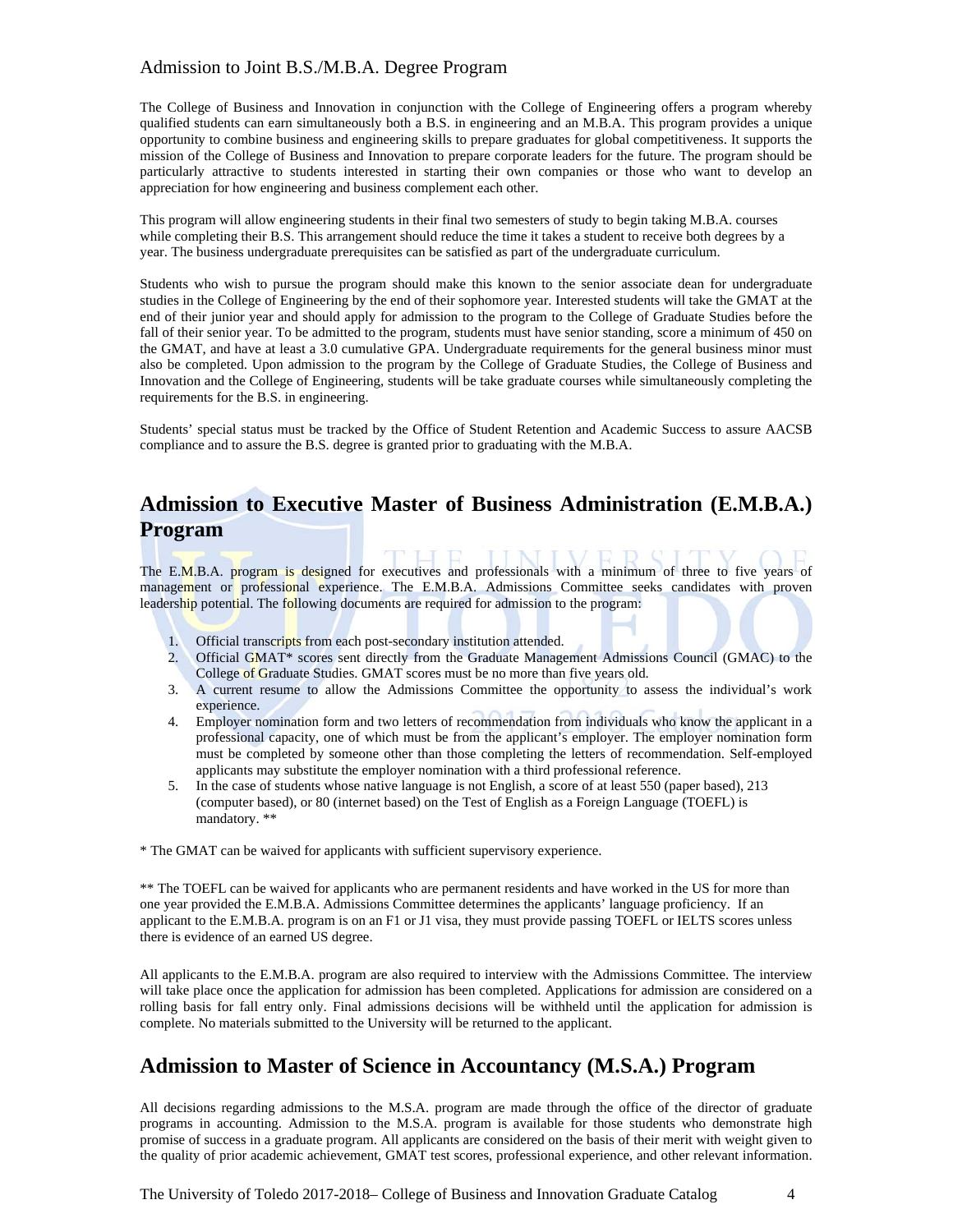## Admission to Joint B.S./M.B.A. Degree Program

The College of Business and Innovation in conjunction with the College of Engineering offers a program whereby qualified students can earn simultaneously both a B.S. in engineering and an M.B.A. This program provides a unique opportunity to combine business and engineering skills to prepare graduates for global competitiveness. It supports the mission of the College of Business and Innovation to prepare corporate leaders for the future. The program should be particularly attractive to students interested in starting their own companies or those who want to develop an appreciation for how engineering and business complement each other.

This program will allow engineering students in their final two semesters of study to begin taking M.B.A. courses while completing their B.S. This arrangement should reduce the time it takes a student to receive both degrees by a year. The business undergraduate prerequisites can be satisfied as part of the undergraduate curriculum.

Students who wish to pursue the program should make this known to the senior associate dean for undergraduate studies in the College of Engineering by the end of their sophomore year. Interested students will take the GMAT at the end of their junior year and should apply for admission to the program to the College of Graduate Studies before the fall of their senior year. To be admitted to the program, students must have senior standing, score a minimum of 450 on the GMAT, and have at least a 3.0 cumulative GPA. Undergraduate requirements for the general business minor must also be completed. Upon admission to the program by the College of Graduate Studies, the College of Business and Innovation and the College of Engineering, students will be take graduate courses while simultaneously completing the requirements for the B.S. in engineering.

Students' special status must be tracked by the Office of Student Retention and Academic Success to assure AACSB compliance and to assure the B.S. degree is granted prior to graduating with the M.B.A.

## Admission to Executive Master of Business Administration (E.M.B.A.) Program

The E.M.B.A. program is designed for executives and professionals with a minimum of three to five years of management or professional experience. The E.M.B.A. Admissions Committee seeks candidates with proven leadership potential. The following documents are required for admission to the program:

1. Official transcripts from each post-secondary institution attended.
2. Official GMAT* scores sent directly from the Graduate Management Admissions Council (GMAC) to the College of Graduate Studies. GMAT scores must be no more than five years old.
3. A current resume to allow the Admissions Committee the opportunity to assess the individual's work experience.
4. Employer nomination form and two letters of recommendation from individuals who know the applicant in a professional capacity, one of which must be from the applicant's employer. The employer nomination form must be completed by someone other than those completing the letters of recommendation. Self-employed applicants may substitute the employer nomination with a third professional reference.
5. In the case of students whose native language is not English, a score of at least 550 (paper based), 213 (computer based), or 80 (internet based) on the Test of English as a Foreign Language (TOEFL) is mandatory. **

* The GMAT can be waived for applicants with sufficient supervisory experience.

** The TOEFL can be waived for applicants who are permanent residents and have worked in the US for more than one year provided the E.M.B.A. Admissions Committee determines the applicants' language proficiency. If an applicant to the E.M.B.A. program is on an F1 or J1 visa, they must provide passing TOEFL or IELTS scores unless there is evidence of an earned US degree.

All applicants to the E.M.B.A. program are also required to interview with the Admissions Committee. The interview will take place once the application for admission has been completed. Applications for admission are considered on a rolling basis for fall entry only. Final admissions decisions will be withheld until the application for admission is complete. No materials submitted to the University will be returned to the applicant.

## Admission to Master of Science in Accountancy (M.S.A.) Program

All decisions regarding admissions to the M.S.A. program are made through the office of the director of graduate programs in accounting. Admission to the M.S.A. program is available for those students who demonstrate high promise of success in a graduate program. All applicants are considered on the basis of their merit with weight given to the quality of prior academic achievement, GMAT test scores, professional experience, and other relevant information.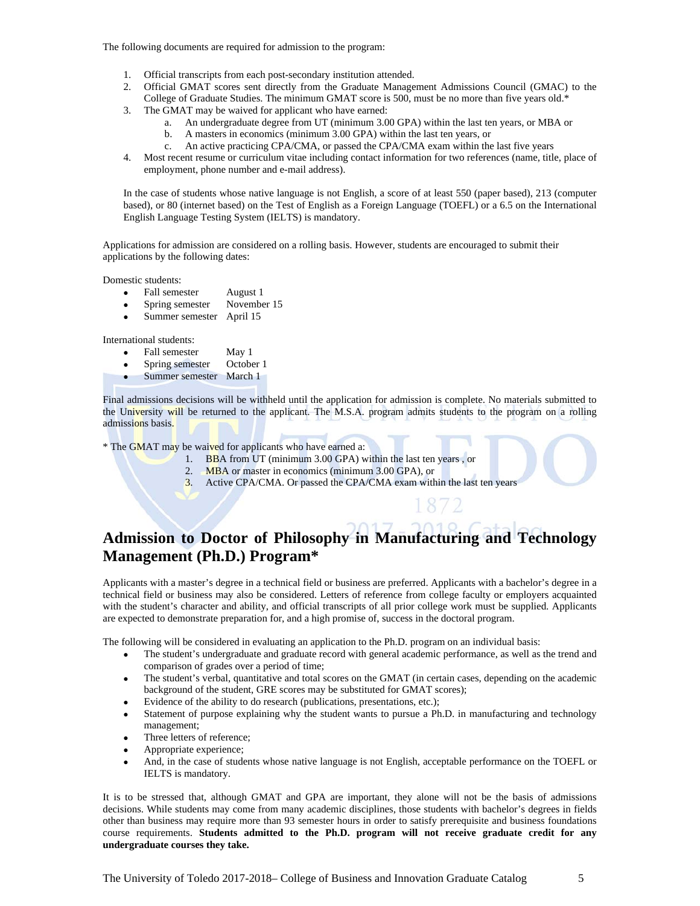The following documents are required for admission to the program:

1. Official transcripts from each post-secondary institution attended.
2. Official GMAT scores sent directly from the Graduate Management Admissions Council (GMAC) to the College of Graduate Studies. The minimum GMAT score is 500, must be no more than five years old.*
3. The GMAT may be waived for applicant who have earned:
   a. An undergraduate degree from UT (minimum 3.00 GPA) within the last ten years, or MBA or
   b. A masters in economics (minimum 3.00 GPA) within the last ten years, or
   c. An active practicing CPA/CMA, or passed the CPA/CMA exam within the last five years
4. Most recent resume or curriculum vitae including contact information for two references (name, title, place of employment, phone number and e-mail address).

In the case of students whose native language is not English, a score of at least 550 (paper based), 213 (computer based), or 80 (internet based) on the Test of English as a Foreign Language (TOEFL) or a 6.5 on the International English Language Testing System (IELTS) is mandatory.

Applications for admission are considered on a rolling basis. However, students are encouraged to submit their applications by the following dates:

Domestic students:

- Fall semester August 1
- Spring semester November 15
- Summer semester April 15

International students:

- Fall semester May 1
- Spring semester October 1
- Summer semester March 1

Final admissions decisions will be withheld until the application for admission is complete. No materials submitted to the University will be returned to the applicant. The M.S.A. program admits students to the program on a rolling admissions basis.

* The GMAT may be waived for applicants who have earned a:
  1. BBA from UT (minimum 3.00 GPA) within the last ten years , or
  2. MBA or master in economics (minimum 3.00 GPA), or
  3. Active CPA/CMA. Or passed the CPA/CMA exam within the last ten years

## Admission to Doctor of Philosophy in Manufacturing and Technology Management (Ph.D.) Program*

Applicants with a master's degree in a technical field or business are preferred. Applicants with a bachelor's degree in a technical field or business may also be considered. Letters of reference from college faculty or employers acquainted with the student's character and ability, and official transcripts of all prior college work must be supplied. Applicants are expected to demonstrate preparation for, and a high promise of, success in the doctoral program.

The following will be considered in evaluating an application to the Ph.D. program on an individual basis:

- The student's undergraduate and graduate record with general academic performance, as well as the trend and comparison of grades over a period of time;
- The student's verbal, quantitative and total scores on the GMAT (in certain cases, depending on the academic background of the student, GRE scores may be substituted for GMAT scores);
- Evidence of the ability to do research (publications, presentations, etc.);
- Statement of purpose explaining why the student wants to pursue a Ph.D. in manufacturing and technology management;
- Three letters of reference;
- Appropriate experience;
- And, in the case of students whose native language is not English, acceptable performance on the TOEFL or IELTS is mandatory.

It is to be stressed that, although GMAT and GPA are important, they alone will not be the basis of admissions decisions. While students may come from many academic disciplines, those students with bachelor's degrees in fields other than business may require more than 93 semester hours in order to satisfy prerequisite and business foundations course requirements. **Students admitted to the Ph.D. program will not receive graduate credit for any undergraduate courses they take.**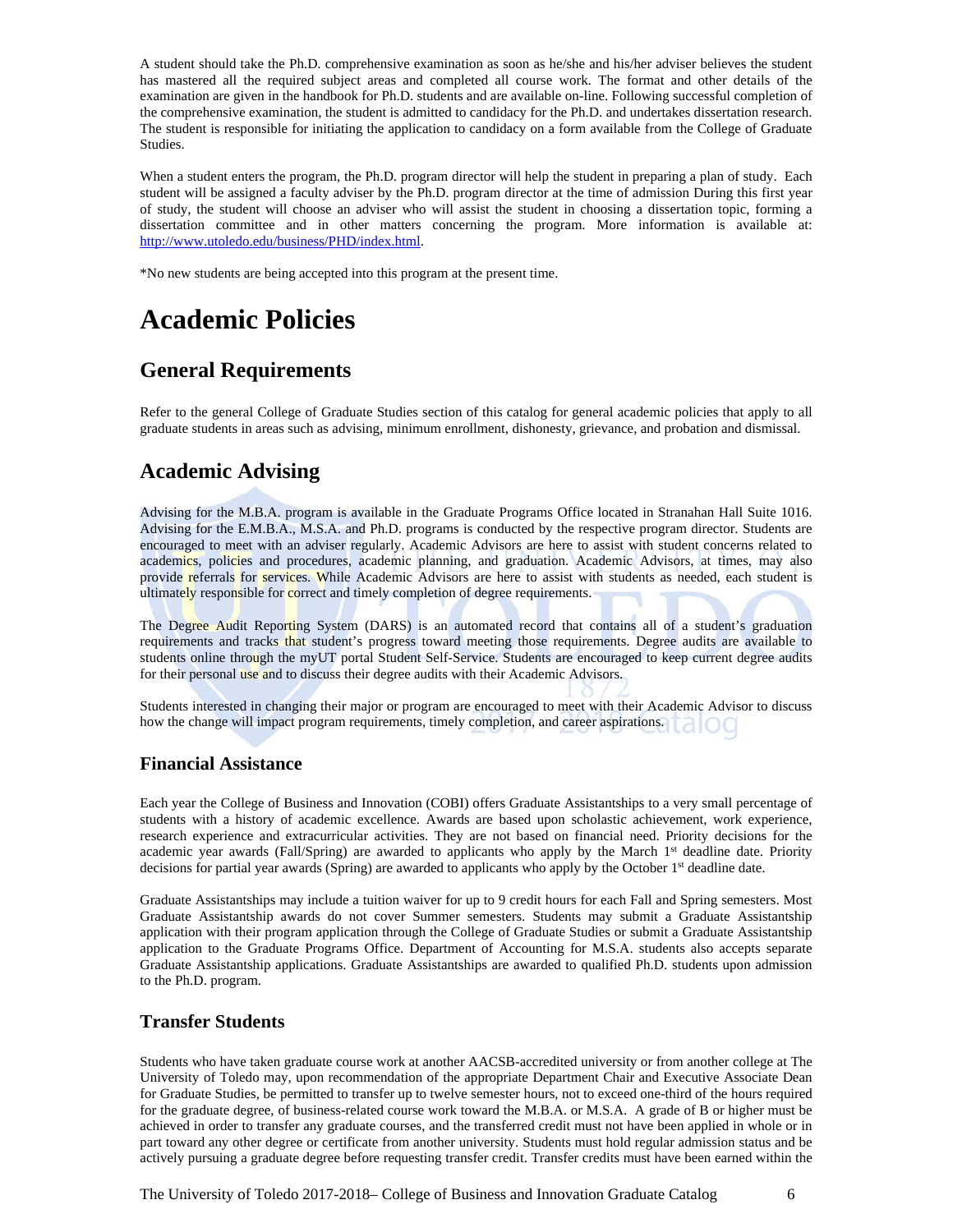A student should take the Ph.D. comprehensive examination as soon as he/she and his/her adviser believes the student has mastered all the required subject areas and completed all course work. The format and other details of the examination are given in the handbook for Ph.D. students and are available on-line. Following successful completion of the comprehensive examination, the student is admitted to candidacy for the Ph.D. and undertakes dissertation research. The student is responsible for initiating the application to candidacy on a form available from the College of Graduate Studies.

When a student enters the program, the Ph.D. program director will help the student in preparing a plan of study. Each student will be assigned a faculty adviser by the Ph.D. program director at the time of admission During this first year of study, the student will choose an adviser who will assist the student in choosing a dissertation topic, forming a dissertation committee and in other matters concerning the program. More information is available at: http://www.utoledo.edu/business/PHD/index.html.

*No new students are being accepted into this program at the present time.

# Academic Policies

## General Requirements

Refer to the general College of Graduate Studies section of this catalog for general academic policies that apply to all graduate students in areas such as advising, minimum enrollment, dishonesty, grievance, and probation and dismissal.

## Academic Advising

Advising for the M.B.A. program is available in the Graduate Programs Office located in Stranahan Hall Suite 1016. Advising for the E.M.B.A., M.S.A. and Ph.D. programs is conducted by the respective program director. Students are encouraged to meet with an adviser regularly. Academic Advisors are here to assist with student concerns related to academics, policies and procedures, academic planning, and graduation. Academic Advisors, at times, may also provide referrals for services. While Academic Advisors are here to assist with students as needed, each student is ultimately responsible for correct and timely completion of degree requirements.

The Degree Audit Reporting System (DARS) is an automated record that contains all of a student's graduation requirements and tracks that student's progress toward meeting those requirements. Degree audits are available to students online through the myUT portal Student Self-Service. Students are encouraged to keep current degree audits for their personal use and to discuss their degree audits with their Academic Advisors.

Students interested in changing their major or program are encouraged to meet with their Academic Advisor to discuss how the change will impact program requirements, timely completion, and career aspirations.

### Financial Assistance

Each year the College of Business and Innovation (COBI) offers Graduate Assistantships to a very small percentage of students with a history of academic excellence. Awards are based upon scholastic achievement, work experience, research experience and extracurricular activities. They are not based on financial need. Priority decisions for the academic year awards (Fall/Spring) are awarded to applicants who apply by the March 1st deadline date. Priority decisions for partial year awards (Spring) are awarded to applicants who apply by the October 1st deadline date.

Graduate Assistantships may include a tuition waiver for up to 9 credit hours for each Fall and Spring semesters. Most Graduate Assistantship awards do not cover Summer semesters. Students may submit a Graduate Assistantship application with their program application through the College of Graduate Studies or submit a Graduate Assistantship application to the Graduate Programs Office. Department of Accounting for M.S.A. students also accepts separate Graduate Assistantship applications. Graduate Assistantships are awarded to qualified Ph.D. students upon admission to the Ph.D. program.

### Transfer Students

Students who have taken graduate course work at another AACSB-accredited university or from another college at The University of Toledo may, upon recommendation of the appropriate Department Chair and Executive Associate Dean for Graduate Studies, be permitted to transfer up to twelve semester hours, not to exceed one-third of the hours required for the graduate degree, of business-related course work toward the M.B.A. or M.S.A. A grade of B or higher must be achieved in order to transfer any graduate courses, and the transferred credit must not have been applied in whole or in part toward any other degree or certificate from another university. Students must hold regular admission status and be actively pursuing a graduate degree before requesting transfer credit. Transfer credits must have been earned within the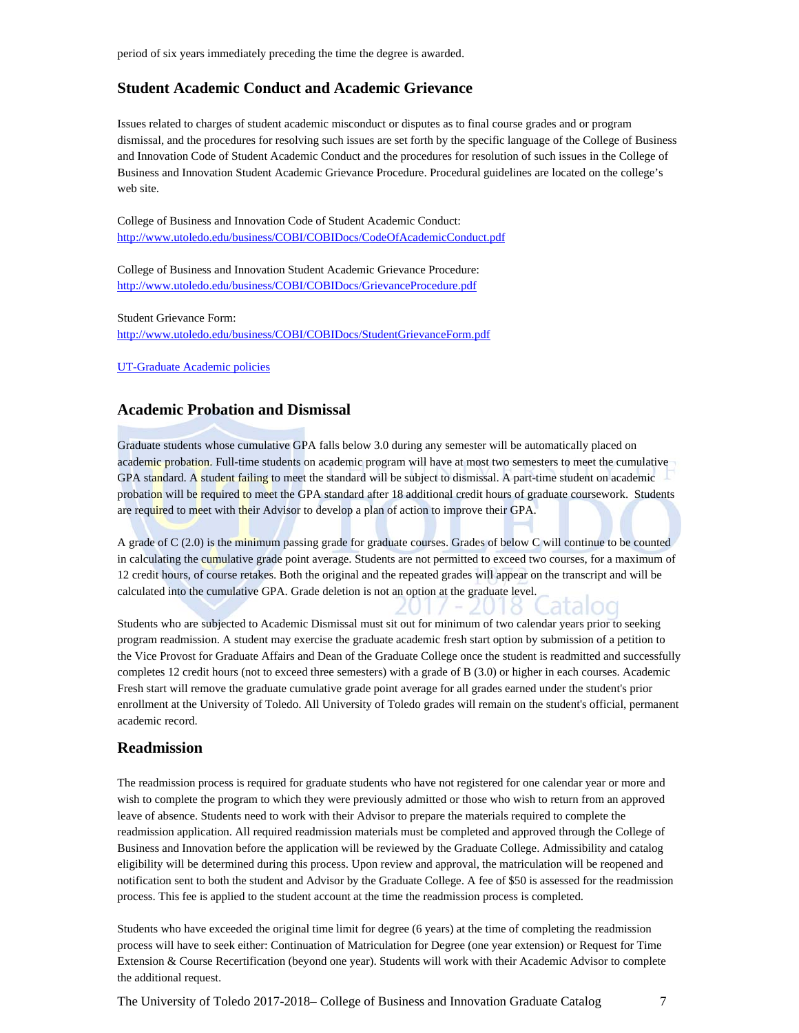period of six years immediately preceding the time the degree is awarded.

## Student Academic Conduct and Academic Grievance

Issues related to charges of student academic misconduct or disputes as to final course grades and or program dismissal, and the procedures for resolving such issues are set forth by the specific language of the College of Business and Innovation Code of Student Academic Conduct and the procedures for resolution of such issues in the College of Business and Innovation Student Academic Grievance Procedure. Procedural guidelines are located on the college's web site.

College of Business and Innovation Code of Student Academic Conduct:
http://www.utoledo.edu/business/COBI/COBIDocs/CodeOfAcademicConduct.pdf

College of Business and Innovation Student Academic Grievance Procedure:
http://www.utoledo.edu/business/COBI/COBIDocs/GrievanceProcedure.pdf

Student Grievance Form:
http://www.utoledo.edu/business/COBI/COBIDocs/StudentGrievanceForm.pdf

UT-Graduate Academic policies

## Academic Probation and Dismissal

Graduate students whose cumulative GPA falls below 3.0 during any semester will be automatically placed on academic probation. Full-time students on academic program will have at most two semesters to meet the cumulative GPA standard. A student failing to meet the standard will be subject to dismissal. A part-time student on academic probation will be required to meet the GPA standard after 18 additional credit hours of graduate coursework. Students are required to meet with their Advisor to develop a plan of action to improve their GPA.

A grade of C (2.0) is the minimum passing grade for graduate courses. Grades of below C will continue to be counted in calculating the cumulative grade point average. Students are not permitted to exceed two courses, for a maximum of 12 credit hours, of course retakes. Both the original and the repeated grades will appear on the transcript and will be calculated into the cumulative GPA. Grade deletion is not an option at the graduate level.

Students who are subjected to Academic Dismissal must sit out for minimum of two calendar years prior to seeking program readmission. A student may exercise the graduate academic fresh start option by submission of a petition to the Vice Provost for Graduate Affairs and Dean of the Graduate College once the student is readmitted and successfully completes 12 credit hours (not to exceed three semesters) with a grade of B (3.0) or higher in each courses. Academic Fresh start will remove the graduate cumulative grade point average for all grades earned under the student's prior enrollment at the University of Toledo. All University of Toledo grades will remain on the student's official, permanent academic record.

## Readmission

The readmission process is required for graduate students who have not registered for one calendar year or more and wish to complete the program to which they were previously admitted or those who wish to return from an approved leave of absence. Students need to work with their Advisor to prepare the materials required to complete the readmission application. All required readmission materials must be completed and approved through the College of Business and Innovation before the application will be reviewed by the Graduate College. Admissibility and catalog eligibility will be determined during this process. Upon review and approval, the matriculation will be reopened and notification sent to both the student and Advisor by the Graduate College. A fee of $50 is assessed for the readmission process. This fee is applied to the student account at the time the readmission process is completed.

Students who have exceeded the original time limit for degree (6 years) at the time of completing the readmission process will have to seek either: Continuation of Matriculation for Degree (one year extension) or Request for Time Extension & Course Recertification (beyond one year). Students will work with their Academic Advisor to complete the additional request.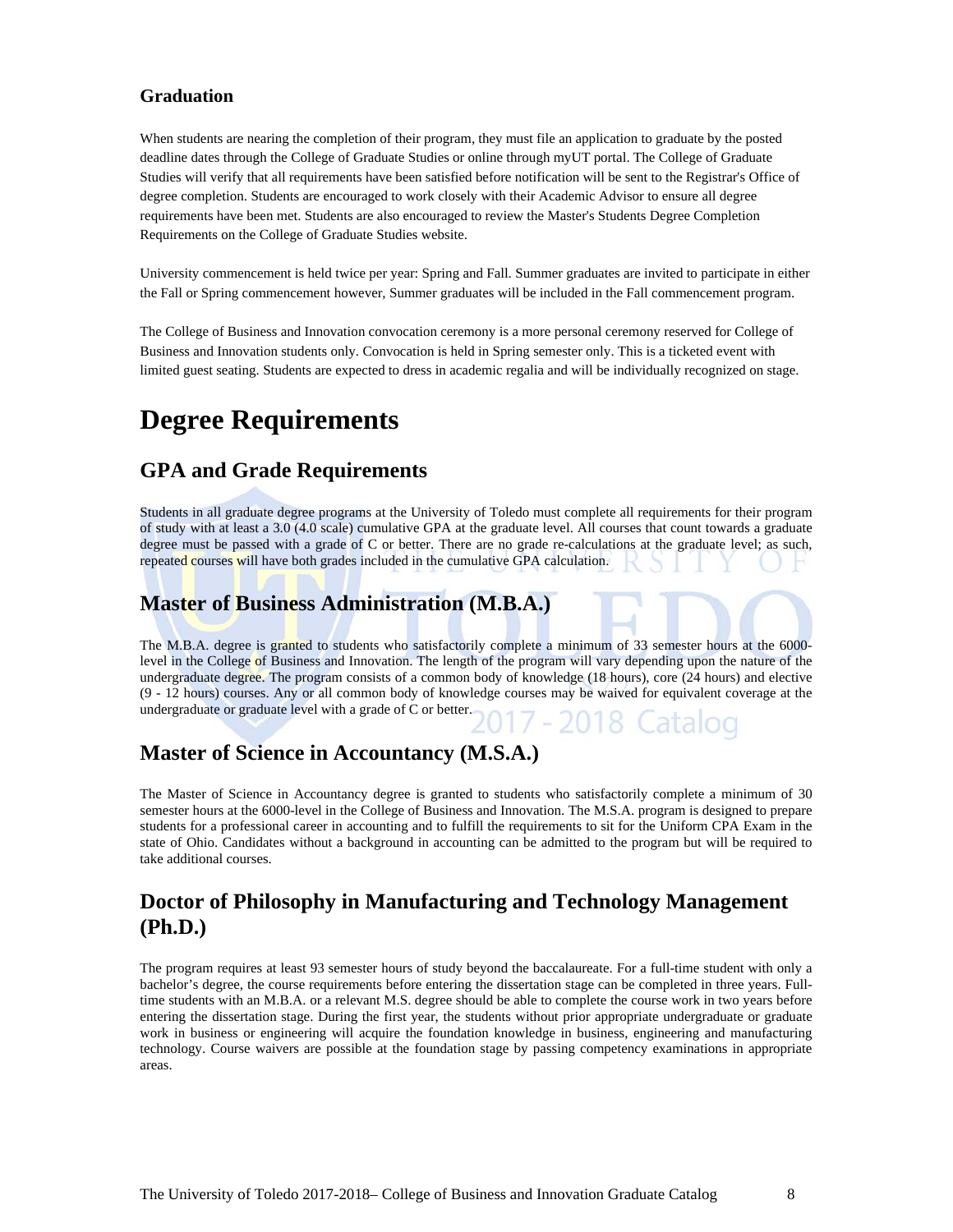### Graduation

When students are nearing the completion of their program, they must file an application to graduate by the posted deadline dates through the College of Graduate Studies or online through myUT portal. The College of Graduate Studies will verify that all requirements have been satisfied before notification will be sent to the Registrar's Office of degree completion. Students are encouraged to work closely with their Academic Advisor to ensure all degree requirements have been met. Students are also encouraged to review the Master's Students Degree Completion Requirements on the College of Graduate Studies website.

University commencement is held twice per year: Spring and Fall. Summer graduates are invited to participate in either the Fall or Spring commencement however, Summer graduates will be included in the Fall commencement program.

The College of Business and Innovation convocation ceremony is a more personal ceremony reserved for College of Business and Innovation students only. Convocation is held in Spring semester only. This is a ticketed event with limited guest seating. Students are expected to dress in academic regalia and will be individually recognized on stage.

# Degree Requirements

## GPA and Grade Requirements

Students in all graduate degree programs at the University of Toledo must complete all requirements for their program of study with at least a 3.0 (4.0 scale) cumulative GPA at the graduate level. All courses that count towards a graduate degree must be passed with a grade of C or better. There are no grade re-calculations at the graduate level; as such, repeated courses will have both grades included in the cumulative GPA calculation.

## Master of Business Administration (M.B.A.)

The M.B.A. degree is granted to students who satisfactorily complete a minimum of 33 semester hours at the 6000-level in the College of Business and Innovation. The length of the program will vary depending upon the nature of the undergraduate degree. The program consists of a common body of knowledge (18 hours), core (24 hours) and elective (9 - 12 hours) courses. Any or all common body of knowledge courses may be waived for equivalent coverage at the undergraduate or graduate level with a grade of C or better.

## Master of Science in Accountancy (M.S.A.)

The Master of Science in Accountancy degree is granted to students who satisfactorily complete a minimum of 30 semester hours at the 6000-level in the College of Business and Innovation. The M.S.A. program is designed to prepare students for a professional career in accounting and to fulfill the requirements to sit for the Uniform CPA Exam in the state of Ohio. Candidates without a background in accounting can be admitted to the program but will be required to take additional courses.

## Doctor of Philosophy in Manufacturing and Technology Management (Ph.D.)

The program requires at least 93 semester hours of study beyond the baccalaureate. For a full-time student with only a bachelor's degree, the course requirements before entering the dissertation stage can be completed in three years. Full-time students with an M.B.A. or a relevant M.S. degree should be able to complete the course work in two years before entering the dissertation stage. During the first year, the students without prior appropriate undergraduate or graduate work in business or engineering will acquire the foundation knowledge in business, engineering and manufacturing technology. Course waivers are possible at the foundation stage by passing competency examinations in appropriate areas.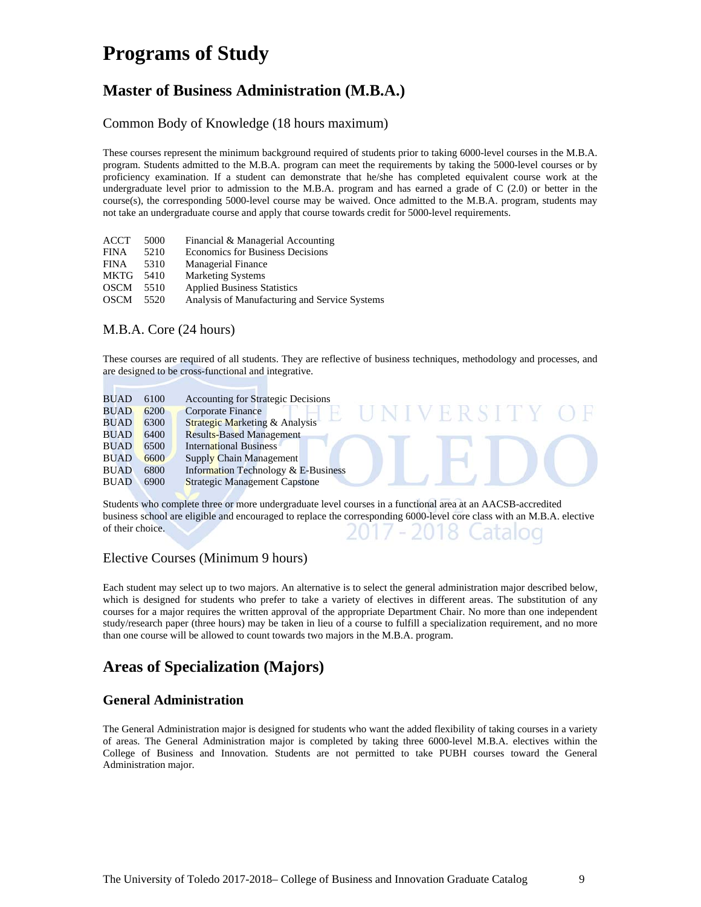# Programs of Study

## Master of Business Administration (M.B.A.)

### Common Body of Knowledge (18 hours maximum)

These courses represent the minimum background required of students prior to taking 6000-level courses in the M.B.A. program. Students admitted to the M.B.A. program can meet the requirements by taking the 5000-level courses or by proficiency examination. If a student can demonstrate that he/she has completed equivalent course work at the undergraduate level prior to admission to the M.B.A. program and has earned a grade of C (2.0) or better in the course(s), the corresponding 5000-level course may be waived. Once admitted to the M.B.A. program, students may not take an undergraduate course and apply that course towards credit for 5000-level requirements.

| | | |
|---|---|---|
| ACCT | 5000 | Financial & Managerial Accounting |
| FINA | 5210 | Economics for Business Decisions |
| FINA | 5310 | Managerial Finance |
| MKTG | 5410 | Marketing Systems |
| OSCM | 5510 | Applied Business Statistics |
| OSCM | 5520 | Analysis of Manufacturing and Service Systems |

### M.B.A. Core (24 hours)

These courses are required of all students. They are reflective of business techniques, methodology and processes, and are designed to be cross-functional and integrative.

| | | |
|---|---|---|
| BUAD | 6100 | Accounting for Strategic Decisions |
| BUAD | 6200 | Corporate Finance |
| BUAD | 6300 | Strategic Marketing & Analysis |
| BUAD | 6400 | Results-Based Management |
| BUAD | 6500 | International Business |
| BUAD | 6600 | Supply Chain Management |
| BUAD | 6800 | Information Technology & E-Business |
| BUAD | 6900 | Strategic Management Capstone |

Students who complete three or more undergraduate level courses in a functional area at an AACSB-accredited business school are eligible and encouraged to replace the corresponding 6000-level core class with an M.B.A. elective of their choice.

### Elective Courses (Minimum 9 hours)

Each student may select up to two majors. An alternative is to select the general administration major described below, which is designed for students who prefer to take a variety of electives in different areas. The substitution of any courses for a major requires the written approval of the appropriate Department Chair. No more than one independent study/research paper (three hours) may be taken in lieu of a course to fulfill a specialization requirement, and no more than one course will be allowed to count towards two majors in the M.B.A. program.

## Areas of Specialization (Majors)

### General Administration

The General Administration major is designed for students who want the added flexibility of taking courses in a variety of areas. The General Administration major is completed by taking three 6000-level M.B.A. electives within the College of Business and Innovation. Students are not permitted to take PUBH courses toward the General Administration major.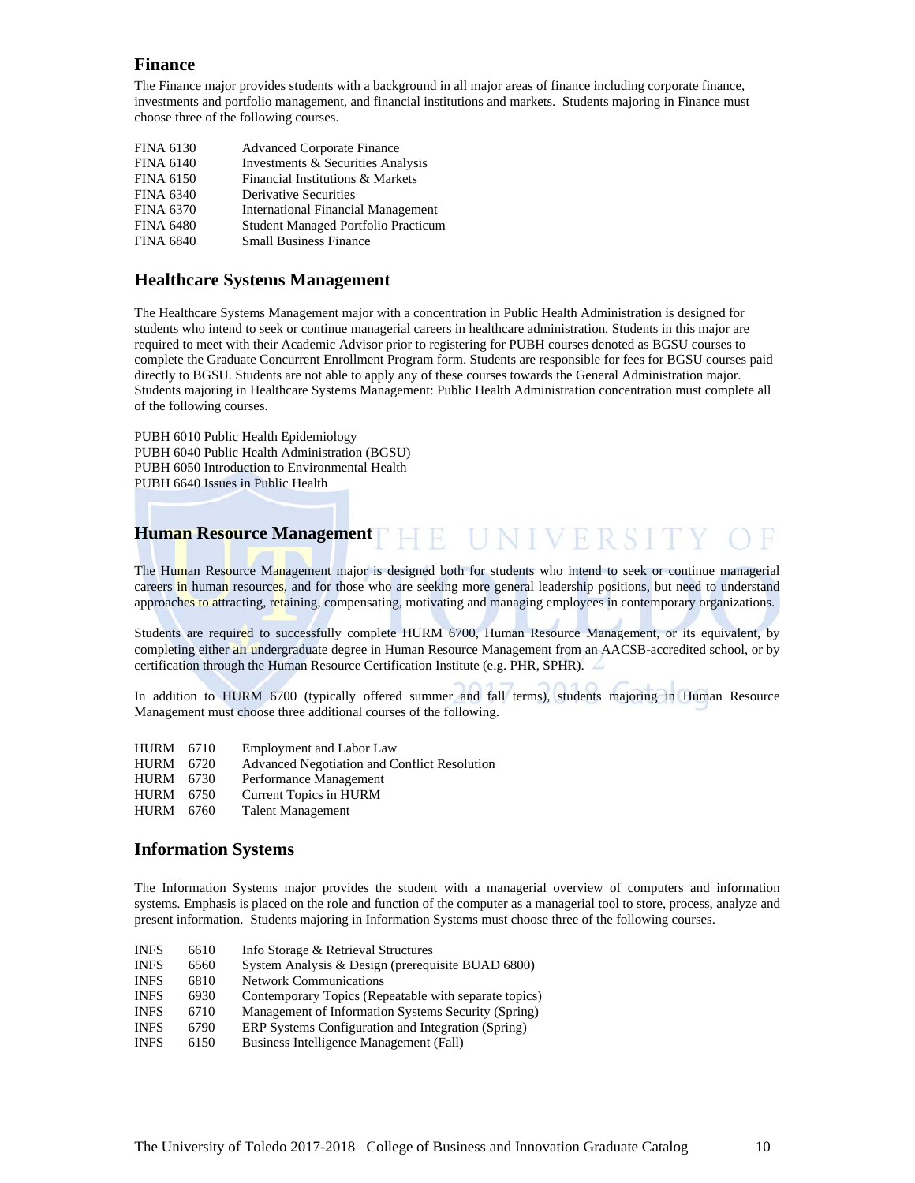## Finance

The Finance major provides students with a background in all major areas of finance including corporate finance, investments and portfolio management, and financial institutions and markets. Students majoring in Finance must choose three of the following courses.

| | |
|---|---|
| FINA 6130 | Advanced Corporate Finance |
| FINA 6140 | Investments & Securities Analysis |
| FINA 6150 | Financial Institutions & Markets |
| FINA 6340 | Derivative Securities |
| FINA 6370 | International Financial Management |
| FINA 6480 | Student Managed Portfolio Practicum |
| FINA 6840 | Small Business Finance |

## Healthcare Systems Management

The Healthcare Systems Management major with a concentration in Public Health Administration is designed for students who intend to seek or continue managerial careers in healthcare administration. Students in this major are required to meet with their Academic Advisor prior to registering for PUBH courses denoted as BGSU courses to complete the Graduate Concurrent Enrollment Program form. Students are responsible for fees for BGSU courses paid directly to BGSU. Students are not able to apply any of these courses towards the General Administration major. Students majoring in Healthcare Systems Management: Public Health Administration concentration must complete all of the following courses.

PUBH 6010 Public Health Epidemiology
PUBH 6040 Public Health Administration (BGSU)
PUBH 6050 Introduction to Environmental Health
PUBH 6640 Issues in Public Health

## Human Resource Management

The Human Resource Management major is designed both for students who intend to seek or continue managerial careers in human resources, and for those who are seeking more general leadership positions, but need to understand approaches to attracting, retaining, compensating, motivating and managing employees in contemporary organizations.

Students are required to successfully complete HURM 6700, Human Resource Management, or its equivalent, by completing either an undergraduate degree in Human Resource Management from an AACSB-accredited school, or by certification through the Human Resource Certification Institute (e.g. PHR, SPHR).

In addition to HURM 6700 (typically offered summer and fall terms), students majoring in Human Resource Management must choose three additional courses of the following.

| | | |
|---|---|---|
| HURM | 6710 | Employment and Labor Law |
| HURM | 6720 | Advanced Negotiation and Conflict Resolution |
| HURM | 6730 | Performance Management |
| HURM | 6750 | Current Topics in HURM |
| HURM | 6760 | Talent Management |

## Information Systems

The Information Systems major provides the student with a managerial overview of computers and information systems. Emphasis is placed on the role and function of the computer as a managerial tool to store, process, analyze and present information. Students majoring in Information Systems must choose three of the following courses.

| | | |
|---|---|---|
| INFS | 6610 | Info Storage & Retrieval Structures |
| INFS | 6560 | System Analysis & Design (prerequisite BUAD 6800) |
| INFS | 6810 | Network Communications |
| INFS | 6930 | Contemporary Topics (Repeatable with separate topics) |
| INFS | 6710 | Management of Information Systems Security (Spring) |
| INFS | 6790 | ERP Systems Configuration and Integration (Spring) |
| INFS | 6150 | Business Intelligence Management (Fall) |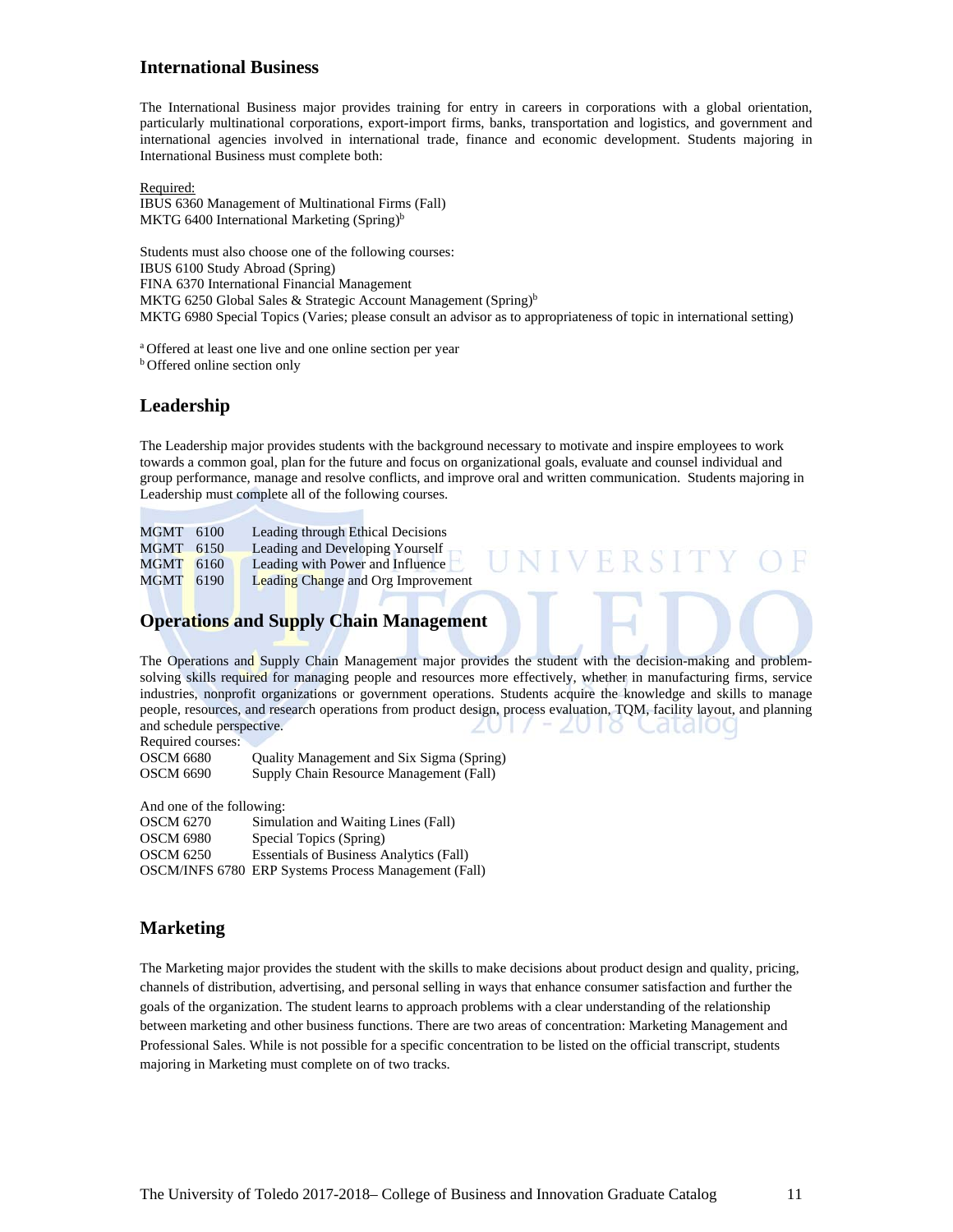## International Business

The International Business major provides training for entry in careers in corporations with a global orientation, particularly multinational corporations, export-import firms, banks, transportation and logistics, and government and international agencies involved in international trade, finance and economic development. Students majoring in International Business must complete both:

Required:
IBUS 6360 Management of Multinational Firms (Fall)
MKTG 6400 International Marketing (Spring)[b]

Students must also choose one of the following courses:
IBUS 6100 Study Abroad (Spring)
FINA 6370 International Financial Management
MKTG 6250 Global Sales & Strategic Account Management (Spring)[b]
MKTG 6980 Special Topics (Varies; please consult an advisor as to appropriateness of topic in international setting)

[a] Offered at least one live and one online section per year
[b] Offered online section only

## Leadership

The Leadership major provides students with the background necessary to motivate and inspire employees to work towards a common goal, plan for the future and focus on organizational goals, evaluate and counsel individual and group performance, manage and resolve conflicts, and improve oral and written communication. Students majoring in Leadership must complete all of the following courses.

MGMT 6100 Leading through Ethical Decisions
MGMT 6150 Leading and Developing Yourself
MGMT 6160 Leading with Power and Influence
MGMT 6190 Leading Change and Org Improvement

## Operations and Supply Chain Management

The Operations and Supply Chain Management major provides the student with the decision-making and problem-solving skills required for managing people and resources more effectively, whether in manufacturing firms, service industries, nonprofit organizations or government operations. Students acquire the knowledge and skills to manage people, resources, and research operations from product design, process evaluation, TQM, facility layout, and planning and schedule perspective.

Required courses:
OSCM 6680 Quality Management and Six Sigma (Spring)
OSCM 6690 Supply Chain Resource Management (Fall)

And one of the following:
OSCM 6270 Simulation and Waiting Lines (Fall)
OSCM 6980 Special Topics (Spring)
OSCM 6250 Essentials of Business Analytics (Fall)
OSCM/INFS 6780 ERP Systems Process Management (Fall)

## Marketing

The Marketing major provides the student with the skills to make decisions about product design and quality, pricing, channels of distribution, advertising, and personal selling in ways that enhance consumer satisfaction and further the goals of the organization. The student learns to approach problems with a clear understanding of the relationship between marketing and other business functions. There are two areas of concentration: Marketing Management and Professional Sales. While is not possible for a specific concentration to be listed on the official transcript, students majoring in Marketing must complete on of two tracks.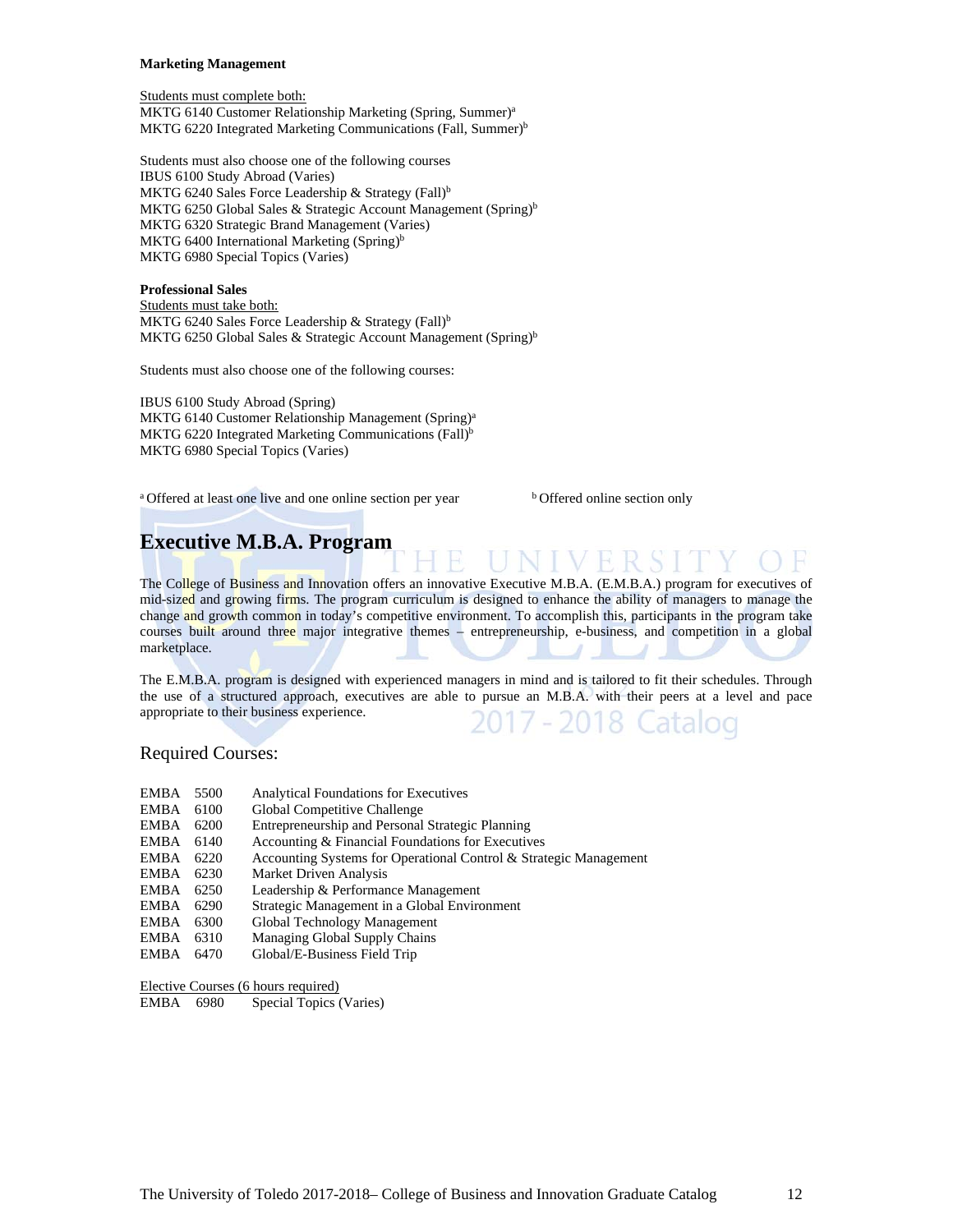**Marketing Management**

Students must complete both:
MKTG 6140 Customer Relationship Marketing (Spring, Summer)[a]
MKTG 6220 Integrated Marketing Communications (Fall, Summer)[b]

Students must also choose one of the following courses
IBUS 6100 Study Abroad (Varies)
MKTG 6240 Sales Force Leadership & Strategy (Fall)[b]
MKTG 6250 Global Sales & Strategic Account Management (Spring)[b]
MKTG 6320 Strategic Brand Management (Varies)
MKTG 6400 International Marketing (Spring)[b]
MKTG 6980 Special Topics (Varies)

**Professional Sales**
Students must take both:
MKTG 6240 Sales Force Leadership & Strategy (Fall)[b]
MKTG 6250 Global Sales & Strategic Account Management (Spring)[b]

Students must also choose one of the following courses:

IBUS 6100 Study Abroad (Spring)
MKTG 6140 Customer Relationship Management (Spring)[a]
MKTG 6220 Integrated Marketing Communications (Fall)[b]
MKTG 6980 Special Topics (Varies)

[a] Offered at least one live and one online section per year [b] Offered online section only

## Executive M.B.A. Program

The College of Business and Innovation offers an innovative Executive M.B.A. (E.M.B.A.) program for executives of mid-sized and growing firms. The program curriculum is designed to enhance the ability of managers to manage the change and growth common in today's competitive environment. To accomplish this, participants in the program take courses built around three major integrative themes – entrepreneurship, e-business, and competition in a global marketplace.

The E.M.B.A. program is designed with experienced managers in mind and is tailored to fit their schedules. Through the use of a structured approach, executives are able to pursue an M.B.A. with their peers at a level and pace appropriate to their business experience.

### Required Courses:

EMBA 5500 Analytical Foundations for Executives
EMBA 6100 Global Competitive Challenge
EMBA 6200 Entrepreneurship and Personal Strategic Planning
EMBA 6140 Accounting & Financial Foundations for Executives
EMBA 6220 Accounting Systems for Operational Control & Strategic Management
EMBA 6230 Market Driven Analysis
EMBA 6250 Leadership & Performance Management
EMBA 6290 Strategic Management in a Global Environment
EMBA 6300 Global Technology Management
EMBA 6310 Managing Global Supply Chains
EMBA 6470 Global/E-Business Field Trip

Elective Courses (6 hours required)
EMBA 6980 Special Topics (Varies)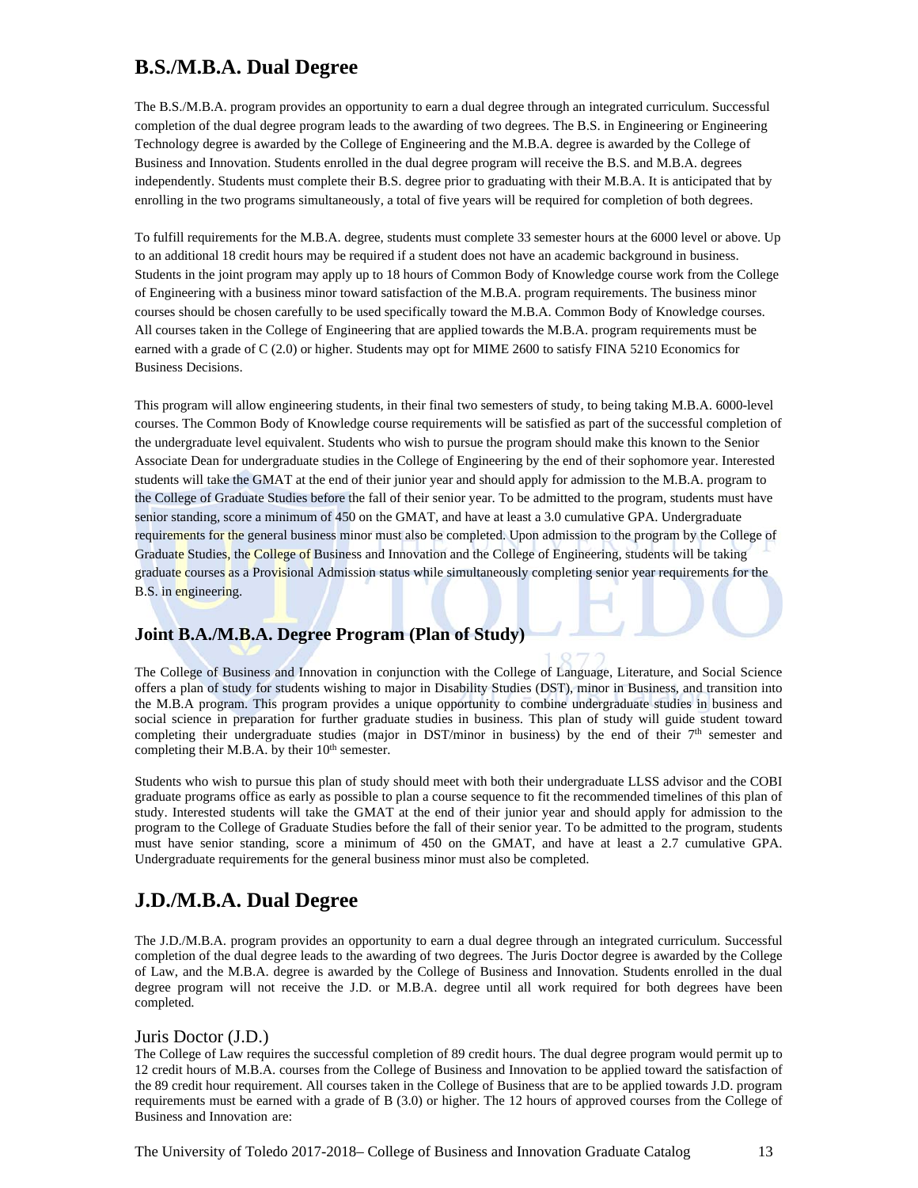## B.S./M.B.A. Dual Degree

The B.S./M.B.A. program provides an opportunity to earn a dual degree through an integrated curriculum. Successful completion of the dual degree program leads to the awarding of two degrees. The B.S. in Engineering or Engineering Technology degree is awarded by the College of Engineering and the M.B.A. degree is awarded by the College of Business and Innovation. Students enrolled in the dual degree program will receive the B.S. and M.B.A. degrees independently. Students must complete their B.S. degree prior to graduating with their M.B.A. It is anticipated that by enrolling in the two programs simultaneously, a total of five years will be required for completion of both degrees.

To fulfill requirements for the M.B.A. degree, students must complete 33 semester hours at the 6000 level or above. Up to an additional 18 credit hours may be required if a student does not have an academic background in business. Students in the joint program may apply up to 18 hours of Common Body of Knowledge course work from the College of Engineering with a business minor toward satisfaction of the M.B.A. program requirements. The business minor courses should be chosen carefully to be used specifically toward the M.B.A. Common Body of Knowledge courses. All courses taken in the College of Engineering that are applied towards the M.B.A. program requirements must be earned with a grade of C (2.0) or higher. Students may opt for MIME 2600 to satisfy FINA 5210 Economics for Business Decisions.

This program will allow engineering students, in their final two semesters of study, to being taking M.B.A. 6000-level courses. The Common Body of Knowledge course requirements will be satisfied as part of the successful completion of the undergraduate level equivalent. Students who wish to pursue the program should make this known to the Senior Associate Dean for undergraduate studies in the College of Engineering by the end of their sophomore year. Interested students will take the GMAT at the end of their junior year and should apply for admission to the M.B.A. program to the College of Graduate Studies before the fall of their senior year. To be admitted to the program, students must have senior standing, score a minimum of 450 on the GMAT, and have at least a 3.0 cumulative GPA. Undergraduate requirements for the general business minor must also be completed. Upon admission to the program by the College of Graduate Studies, the College of Business and Innovation and the College of Engineering, students will be taking graduate courses as a Provisional Admission status while simultaneously completing senior year requirements for the B.S. in engineering.

### Joint B.A./M.B.A. Degree Program (Plan of Study)

The College of Business and Innovation in conjunction with the College of Language, Literature, and Social Science offers a plan of study for students wishing to major in Disability Studies (DST), minor in Business, and transition into the M.B.A program. This program provides a unique opportunity to combine undergraduate studies in business and social science in preparation for further graduate studies in business. This plan of study will guide student toward completing their undergraduate studies (major in DST/minor in business) by the end of their 7th semester and completing their M.B.A. by their 10th semester.

Students who wish to pursue this plan of study should meet with both their undergraduate LLSS advisor and the COBI graduate programs office as early as possible to plan a course sequence to fit the recommended timelines of this plan of study. Interested students will take the GMAT at the end of their junior year and should apply for admission to the program to the College of Graduate Studies before the fall of their senior year. To be admitted to the program, students must have senior standing, score a minimum of 450 on the GMAT, and have at least a 2.7 cumulative GPA. Undergraduate requirements for the general business minor must also be completed.

## J.D./M.B.A. Dual Degree

The J.D./M.B.A. program provides an opportunity to earn a dual degree through an integrated curriculum. Successful completion of the dual degree leads to the awarding of two degrees. The Juris Doctor degree is awarded by the College of Law, and the M.B.A. degree is awarded by the College of Business and Innovation. Students enrolled in the dual degree program will not receive the J.D. or M.B.A. degree until all work required for both degrees have been completed.

### Juris Doctor (J.D.)

The College of Law requires the successful completion of 89 credit hours. The dual degree program would permit up to 12 credit hours of M.B.A. courses from the College of Business and Innovation to be applied toward the satisfaction of the 89 credit hour requirement. All courses taken in the College of Business that are to be applied towards J.D. program requirements must be earned with a grade of B (3.0) or higher. The 12 hours of approved courses from the College of Business and Innovation are: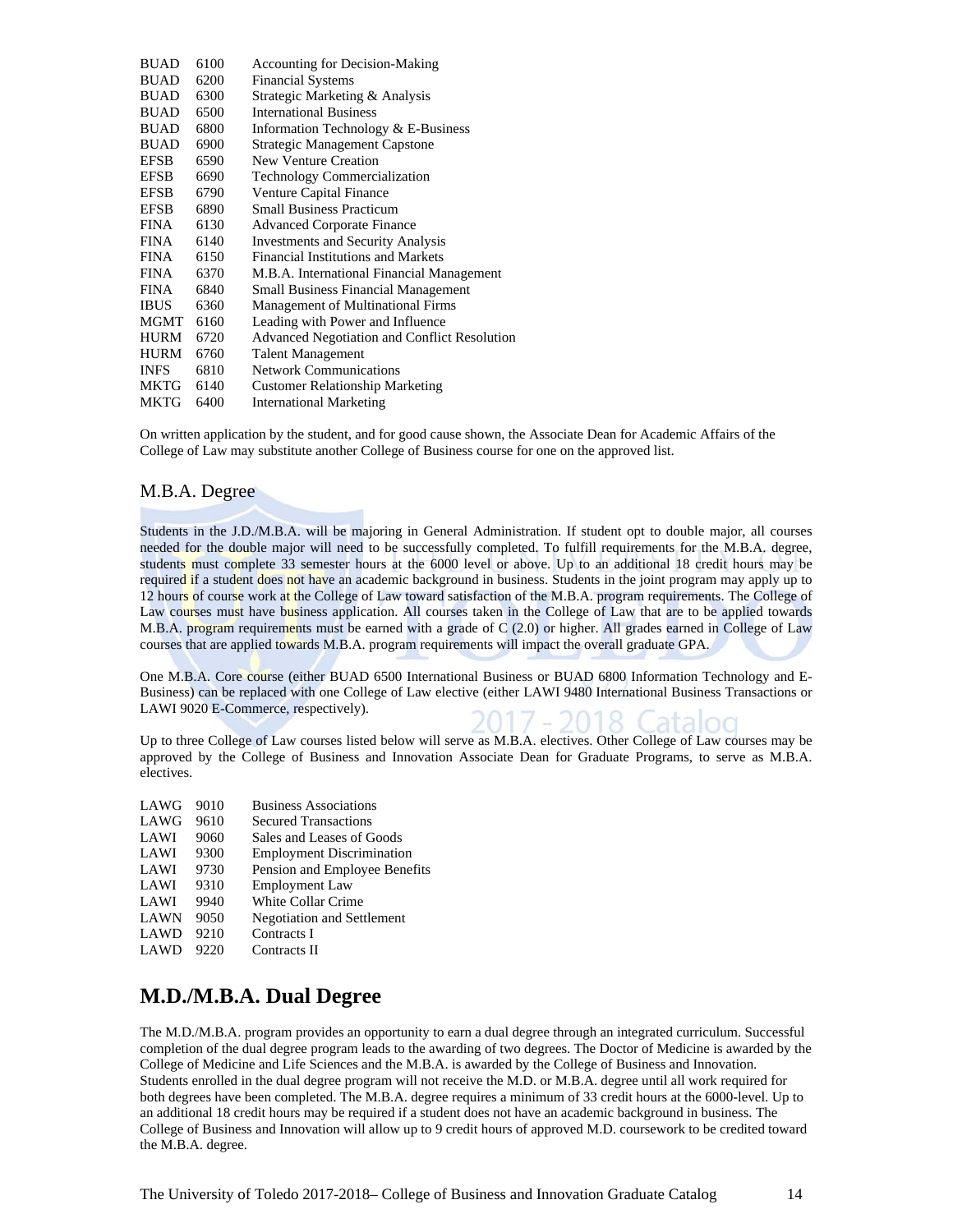| | | |
|---|---|---|
| BUAD | 6100 | Accounting for Decision-Making |
| BUAD | 6200 | Financial Systems |
| BUAD | 6300 | Strategic Marketing & Analysis |
| BUAD | 6500 | International Business |
| BUAD | 6800 | Information Technology & E-Business |
| BUAD | 6900 | Strategic Management Capstone |
| EFSB | 6590 | New Venture Creation |
| EFSB | 6690 | Technology Commercialization |
| EFSB | 6790 | Venture Capital Finance |
| EFSB | 6890 | Small Business Practicum |
| FINA | 6130 | Advanced Corporate Finance |
| FINA | 6140 | Investments and Security Analysis |
| FINA | 6150 | Financial Institutions and Markets |
| FINA | 6370 | M.B.A. International Financial Management |
| FINA | 6840 | Small Business Financial Management |
| IBUS | 6360 | Management of Multinational Firms |
| MGMT | 6160 | Leading with Power and Influence |
| HURM | 6720 | Advanced Negotiation and Conflict Resolution |
| HURM | 6760 | Talent Management |
| INFS | 6810 | Network Communications |
| MKTG | 6140 | Customer Relationship Marketing |
| MKTG | 6400 | International Marketing |

On written application by the student, and for good cause shown, the Associate Dean for Academic Affairs of the College of Law may substitute another College of Business course for one on the approved list.

## M.B.A. Degree

Students in the J.D./M.B.A. will be majoring in General Administration. If student opt to double major, all courses needed for the double major will need to be successfully completed. To fulfill requirements for the M.B.A. degree, students must complete 33 semester hours at the 6000 level or above. Up to an additional 18 credit hours may be required if a student does not have an academic background in business. Students in the joint program may apply up to 12 hours of course work at the College of Law toward satisfaction of the M.B.A. program requirements. The College of Law courses must have business application. All courses taken in the College of Law that are to be applied towards M.B.A. program requirements must be earned with a grade of C (2.0) or higher. All grades earned in College of Law courses that are applied towards M.B.A. program requirements will impact the overall graduate GPA.

One M.B.A. Core course (either BUAD 6500 International Business or BUAD 6800 Information Technology and E-Business) can be replaced with one College of Law elective (either LAWI 9480 International Business Transactions or LAWI 9020 E-Commerce, respectively).

Up to three College of Law courses listed below will serve as M.B.A. electives. Other College of Law courses may be approved by the College of Business and Innovation Associate Dean for Graduate Programs, to serve as M.B.A. electives.

| | | |
|---|---|---|
| LAWG | 9010 | Business Associations |
| LAWG | 9610 | Secured Transactions |
| LAWI | 9060 | Sales and Leases of Goods |
| LAWI | 9300 | Employment Discrimination |
| LAWI | 9730 | Pension and Employee Benefits |
| LAWI | 9310 | Employment Law |
| LAWI | 9940 | White Collar Crime |
| LAWN | 9050 | Negotiation and Settlement |
| LAWD | 9210 | Contracts I |
| LAWD | 9220 | Contracts II |

# M.D./M.B.A. Dual Degree

The M.D./M.B.A. program provides an opportunity to earn a dual degree through an integrated curriculum. Successful completion of the dual degree program leads to the awarding of two degrees. The Doctor of Medicine is awarded by the College of Medicine and Life Sciences and the M.B.A. is awarded by the College of Business and Innovation. Students enrolled in the dual degree program will not receive the M.D. or M.B.A. degree until all work required for both degrees have been completed. The M.B.A. degree requires a minimum of 33 credit hours at the 6000-level. Up to an additional 18 credit hours may be required if a student does not have an academic background in business. The College of Business and Innovation will allow up to 9 credit hours of approved M.D. coursework to be credited toward the M.B.A. degree.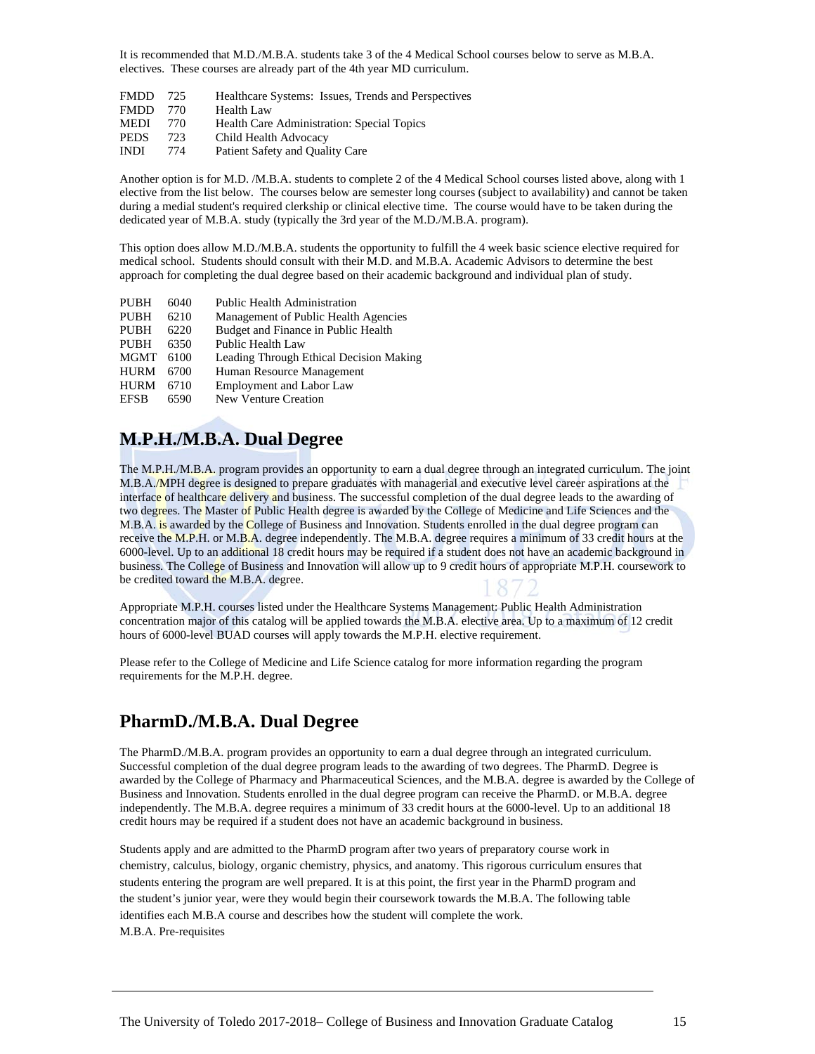It is recommended that M.D./M.B.A. students take 3 of the 4 Medical School courses below to serve as M.B.A. electives. These courses are already part of the 4th year MD curriculum.

| | | |
|---|---|---|
| FMDD | 725 | Healthcare Systems: Issues, Trends and Perspectives |
| FMDD | 770 | Health Law |
| MEDI | 770 | Health Care Administration: Special Topics |
| PEDS | 723 | Child Health Advocacy |
| INDI | 774 | Patient Safety and Quality Care |

Another option is for M.D. /M.B.A. students to complete 2 of the 4 Medical School courses listed above, along with 1 elective from the list below. The courses below are semester long courses (subject to availability) and cannot be taken during a medial student's required clerkship or clinical elective time. The course would have to be taken during the dedicated year of M.B.A. study (typically the 3rd year of the M.D./M.B.A. program).

This option does allow M.D./M.B.A. students the opportunity to fulfill the 4 week basic science elective required for medical school. Students should consult with their M.D. and M.B.A. Academic Advisors to determine the best approach for completing the dual degree based on their academic background and individual plan of study.

| | | |
|---|---|---|
| PUBH | 6040 | Public Health Administration |
| PUBH | 6210 | Management of Public Health Agencies |
| PUBH | 6220 | Budget and Finance in Public Health |
| PUBH | 6350 | Public Health Law |
| MGMT | 6100 | Leading Through Ethical Decision Making |
| HURM | 6700 | Human Resource Management |
| HURM | 6710 | Employment and Labor Law |
| EFSB | 6590 | New Venture Creation |

## M.P.H./M.B.A. Dual Degree

The M.P.H./M.B.A. program provides an opportunity to earn a dual degree through an integrated curriculum. The joint M.B.A./MPH degree is designed to prepare graduates with managerial and executive level career aspirations at the interface of healthcare delivery and business. The successful completion of the dual degree leads to the awarding of two degrees. The Master of Public Health degree is awarded by the College of Medicine and Life Sciences and the M.B.A. is awarded by the College of Business and Innovation. Students enrolled in the dual degree program can receive the M.P.H. or M.B.A. degree independently. The M.B.A. degree requires a minimum of 33 credit hours at the 6000-level. Up to an additional 18 credit hours may be required if a student does not have an academic background in business. The College of Business and Innovation will allow up to 9 credit hours of appropriate M.P.H. coursework to be credited toward the M.B.A. degree.

Appropriate M.P.H. courses listed under the Healthcare Systems Management: Public Health Administration concentration major of this catalog will be applied towards the M.B.A. elective area. Up to a maximum of 12 credit hours of 6000-level BUAD courses will apply towards the M.P.H. elective requirement.

Please refer to the College of Medicine and Life Science catalog for more information regarding the program requirements for the M.P.H. degree.

## PharmD./M.B.A. Dual Degree

The PharmD./M.B.A. program provides an opportunity to earn a dual degree through an integrated curriculum. Successful completion of the dual degree program leads to the awarding of two degrees. The PharmD. Degree is awarded by the College of Pharmacy and Pharmaceutical Sciences, and the M.B.A. degree is awarded by the College of Business and Innovation. Students enrolled in the dual degree program can receive the PharmD. or M.B.A. degree independently. The M.B.A. degree requires a minimum of 33 credit hours at the 6000-level. Up to an additional 18 credit hours may be required if a student does not have an academic background in business.

Students apply and are admitted to the PharmD program after two years of preparatory course work in chemistry, calculus, biology, organic chemistry, physics, and anatomy. This rigorous curriculum ensures that students entering the program are well prepared. It is at this point, the first year in the PharmD program and the student's junior year, were they would begin their coursework towards the M.B.A. The following table identifies each M.B.A course and describes how the student will complete the work.

M.B.A. Pre-requisites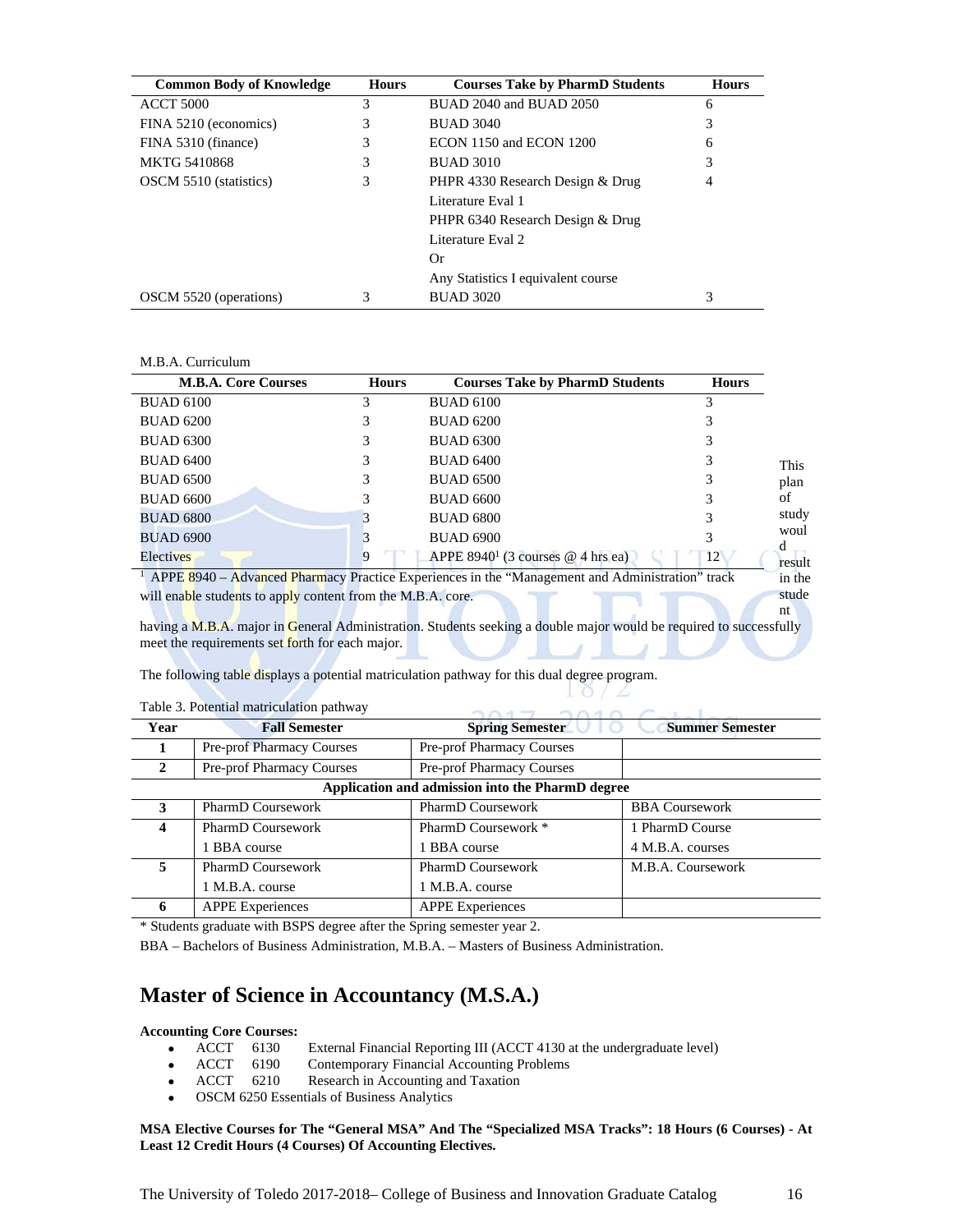| Common Body of Knowledge | Hours | Courses Take by PharmD Students | Hours |
|---|---|---|---|
| ACCT 5000 | 3 | BUAD 2040 and BUAD 2050 | 6 |
| FINA 5210 (economics) | 3 | BUAD 3040 | 3 |
| FINA 5310 (finance) | 3 | ECON 1150 and ECON 1200 | 6 |
| MKTG 5410868 | 3 | BUAD 3010 | 3 |
| OSCM 5510 (statistics) | 3 | PHPR 4330 Research Design & Drug Literature Eval 1 PHPR 6340 Research Design & Drug Literature Eval 2 Or Any Statistics I equivalent course | 4 |
| OSCM 5520 (operations) | 3 | BUAD 3020 | 3 |

M.B.A. Curriculum

| M.B.A. Core Courses | Hours | Courses Take by PharmD Students | Hours |
|---|---|---|---|
| BUAD 6100 | 3 | BUAD 6100 | 3 |
| BUAD 6200 | 3 | BUAD 6200 | 3 |
| BUAD 6300 | 3 | BUAD 6300 | 3 |
| BUAD 6400 | 3 | BUAD 6400 | 3 |
| BUAD 6500 | 3 | BUAD 6500 | 3 |
| BUAD 6600 | 3 | BUAD 6600 | 3 |
| BUAD 6800 | 3 | BUAD 6800 | 3 |
| BUAD 6900 | 3 | BUAD 6900 | 3 |
| Electives | 9 | APPE 8940[1] (3 courses @ 4 hrs ea) | 12 |

[1] APPE 8940 – Advanced Pharmacy Practice Experiences in the "Management and Administration" track will enable students to apply content from the M.B.A. core.

This plan of study would result in the student having a M.B.A. major in General Administration. Students seeking a double major would be required to successfully meet the requirements set forth for each major.

The following table displays a potential matriculation pathway for this dual degree program.

Table 3. Potential matriculation pathway

| Year | Fall Semester | Spring Semester | Summer Semester |
|---|---|---|---|
| 1 | Pre-prof Pharmacy Courses | Pre-prof Pharmacy Courses | |
| 2 | Pre-prof Pharmacy Courses | Pre-prof Pharmacy Courses | |
| | Application and admission into the PharmD degree | | |
| 3 | PharmD Coursework | PharmD Coursework | BBA Coursework |
| 4 | PharmD Coursework 1 BBA course | PharmD Coursework * 1 BBA course | 1 PharmD Course 4 M.B.A. courses |
| 5 | PharmD Coursework 1 M.B.A. course | PharmD Coursework 1 M.B.A. course | M.B.A. Coursework |
| 6 | APPE Experiences | APPE Experiences | |

* Students graduate with BSPS degree after the Spring semester year 2.

BBA – Bachelors of Business Administration, M.B.A. – Masters of Business Administration.

## Master of Science in Accountancy (M.S.A.)

**Accounting Core Courses:**

- ACCT 6130 External Financial Reporting III (ACCT 4130 at the undergraduate level)
- ACCT 6190 Contemporary Financial Accounting Problems
- ACCT 6210 Research in Accounting and Taxation
- OSCM 6250 Essentials of Business Analytics

**MSA Elective Courses for The "General MSA" And The "Specialized MSA Tracks": 18 Hours (6 Courses) - At Least 12 Credit Hours (4 Courses) Of Accounting Electives.**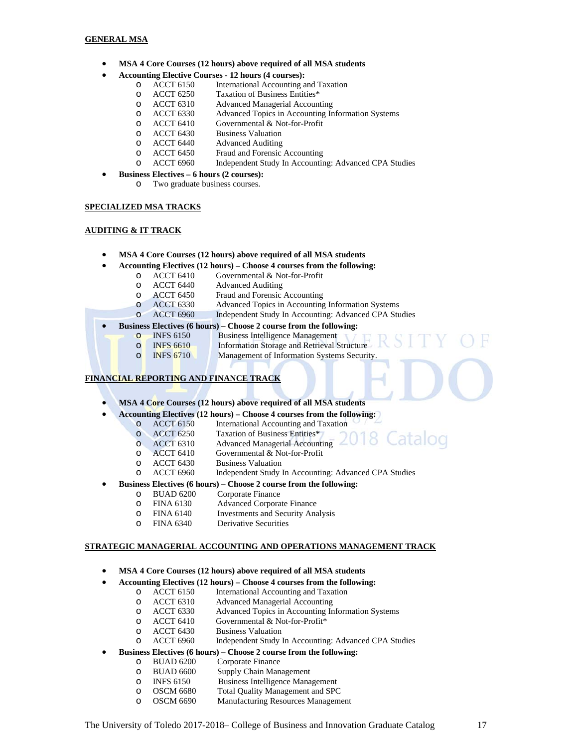**GENERAL MSA**

- **MSA 4 Core Courses (12 hours) above required of all MSA students**
- **Accounting Elective Courses - 12 hours (4 courses):**
  - ACCT 6150 International Accounting and Taxation
  - ACCT 6250 Taxation of Business Entities*
  - ACCT 6310 Advanced Managerial Accounting
  - ACCT 6330 Advanced Topics in Accounting Information Systems
  - ACCT 6410 Governmental & Not-for-Profit
  - ACCT 6430 Business Valuation
  - ACCT 6440 Advanced Auditing
  - ACCT 6450 Fraud and Forensic Accounting
  - ACCT 6960 Independent Study In Accounting: Advanced CPA Studies
- **Business Electives – 6 hours (2 courses):**
  - Two graduate business courses.

**SPECIALIZED MSA TRACKS**

**AUDITING & IT TRACK**

- **MSA 4 Core Courses (12 hours) above required of all MSA students**
- **Accounting Electives (12 hours) – Choose 4 courses from the following:**
  - ACCT 6410 Governmental & Not-for-Profit
  - ACCT 6440 Advanced Auditing
  - ACCT 6450 Fraud and Forensic Accounting
  - ACCT 6330 Advanced Topics in Accounting Information Systems
  - ACCT 6960 Independent Study In Accounting: Advanced CPA Studies
- **Business Electives (6 hours) – Choose 2 course from the following:**
  - INFS 6150 Business Intelligence Management
  - INFS 6610 Information Storage and Retrieval Structure
  - INFS 6710 Management of Information Systems Security.

**FINANCIAL REPORTING AND FINANCE TRACK**

- **MSA 4 Core Courses (12 hours) above required of all MSA students**
- **Accounting Electives (12 hours) – Choose 4 courses from the following:**
  - ACCT 6150 International Accounting and Taxation
  - ACCT 6250 Taxation of Business Entities*
  - ACCT 6310 Advanced Managerial Accounting
  - ACCT 6410 Governmental & Not-for-Profit
  - ACCT 6430 Business Valuation
  - ACCT 6960 Independent Study In Accounting: Advanced CPA Studies
- **Business Electives (6 hours) – Choose 2 course from the following:**
  - BUAD 6200 Corporate Finance
  - FINA 6130 Advanced Corporate Finance
  - FINA 6140 Investments and Security Analysis
  - FINA 6340 Derivative Securities

**STRATEGIC MANAGERIAL ACCOUNTING AND OPERATIONS MANAGEMENT TRACK**

- **MSA 4 Core Courses (12 hours) above required of all MSA students**
- **Accounting Electives (12 hours) – Choose 4 courses from the following:**
  - ACCT 6150 International Accounting and Taxation
  - ACCT 6310 Advanced Managerial Accounting
  - ACCT 6330 Advanced Topics in Accounting Information Systems
  - ACCT 6410 Governmental & Not-for-Profit*
  - ACCT 6430 Business Valuation
  - ACCT 6960 Independent Study In Accounting: Advanced CPA Studies
- **Business Electives (6 hours) – Choose 2 course from the following:**
  - BUAD 6200 Corporate Finance
  - BUAD 6600 Supply Chain Management
  - INFS 6150 Business Intelligence Management
  - OSCM 6680 Total Quality Management and SPC
  - OSCM 6690 Manufacturing Resources Management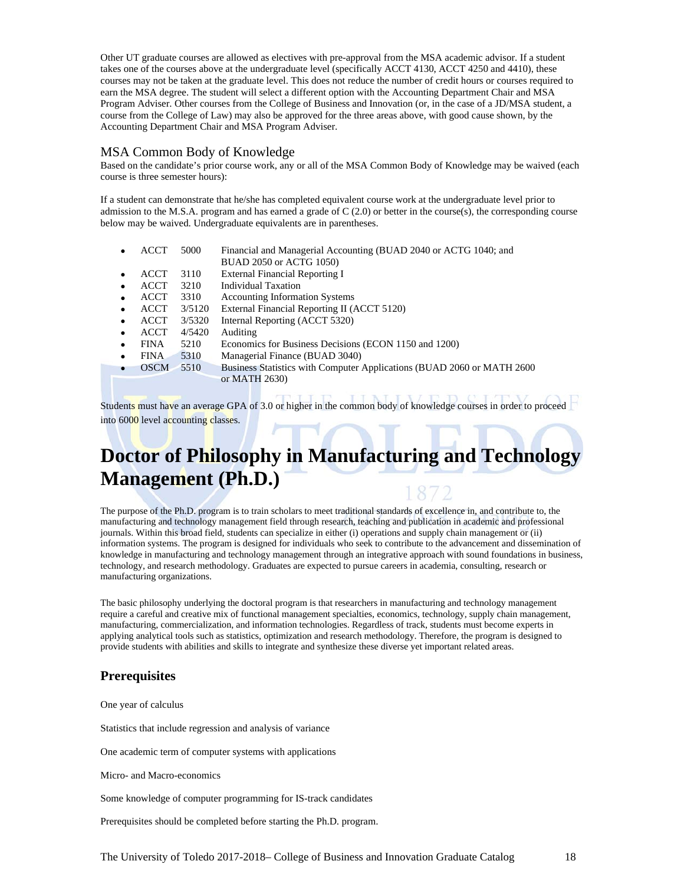Other UT graduate courses are allowed as electives with pre-approval from the MSA academic advisor. If a student takes one of the courses above at the undergraduate level (specifically ACCT 4130, ACCT 4250 and 4410), these courses may not be taken at the graduate level. This does not reduce the number of credit hours or courses required to earn the MSA degree. The student will select a different option with the Accounting Department Chair and MSA Program Adviser. Other courses from the College of Business and Innovation (or, in the case of a JD/MSA student, a course from the College of Law) may also be approved for the three areas above, with good cause shown, by the Accounting Department Chair and MSA Program Adviser.

## MSA Common Body of Knowledge

Based on the candidate's prior course work, any or all of the MSA Common Body of Knowledge may be waived (each course is three semester hours):

If a student can demonstrate that he/she has completed equivalent course work at the undergraduate level prior to admission to the M.S.A. program and has earned a grade of C (2.0) or better in the course(s), the corresponding course below may be waived. Undergraduate equivalents are in parentheses.

- ACCT 5000 Financial and Managerial Accounting (BUAD 2040 or ACTG 1040; and BUAD 2050 or ACTG 1050)
- ACCT 3110 External Financial Reporting I
- ACCT 3210 Individual Taxation
- ACCT 3310 Accounting Information Systems
- ACCT 3/5120 External Financial Reporting II (ACCT 5120)
- ACCT 3/5320 Internal Reporting (ACCT 5320)
- ACCT 4/5420 Auditing
- FINA 5210 Economics for Business Decisions (ECON 1150 and 1200)
- FINA 5310 Managerial Finance (BUAD 3040)
- OSCM 5510 Business Statistics with Computer Applications (BUAD 2060 or MATH 2600 or MATH 2630)

Students must have an average GPA of 3.0 or higher in the common body of knowledge courses in order to proceed into 6000 level accounting classes.

# Doctor of Philosophy in Manufacturing and Technology Management (Ph.D.)

The purpose of the Ph.D. program is to train scholars to meet traditional standards of excellence in, and contribute to, the manufacturing and technology management field through research, teaching and publication in academic and professional journals. Within this broad field, students can specialize in either (i) operations and supply chain management or (ii) information systems. The program is designed for individuals who seek to contribute to the advancement and dissemination of knowledge in manufacturing and technology management through an integrative approach with sound foundations in business, technology, and research methodology. Graduates are expected to pursue careers in academia, consulting, research or manufacturing organizations.

The basic philosophy underlying the doctoral program is that researchers in manufacturing and technology management require a careful and creative mix of functional management specialties, economics, technology, supply chain management, manufacturing, commercialization, and information technologies. Regardless of track, students must become experts in applying analytical tools such as statistics, optimization and research methodology. Therefore, the program is designed to provide students with abilities and skills to integrate and synthesize these diverse yet important related areas.

## Prerequisites

One year of calculus

Statistics that include regression and analysis of variance

One academic term of computer systems with applications

Micro- and Macro-economics

Some knowledge of computer programming for IS-track candidates

Prerequisites should be completed before starting the Ph.D. program.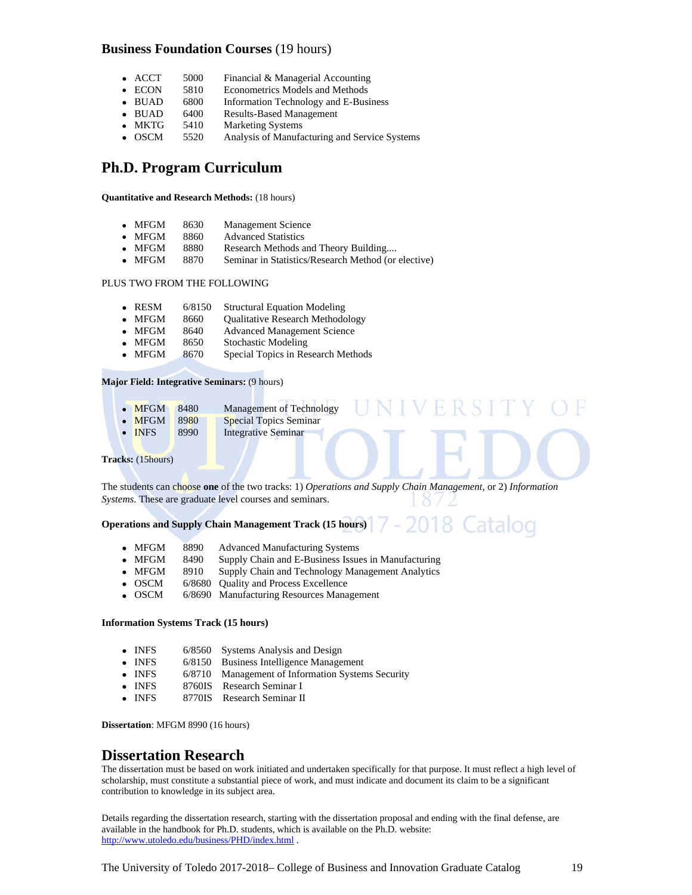### **Business Foundation Courses** (19 hours)

- ACCT 5000 Financial & Managerial Accounting
- ECON 5810 Econometrics Models and Methods
- BUAD 6800 Information Technology and E-Business
- BUAD 6400 Results-Based Management
- MKTG 5410 Marketing Systems
- OSCM 5520 Analysis of Manufacturing and Service Systems

## Ph.D. Program Curriculum

**Quantitative and Research Methods:** (18 hours)

- MFGM 8630 Management Science
- MFGM 8860 Advanced Statistics
- MFGM 8880 Research Methods and Theory Building....
- MFGM 8870 Seminar in Statistics/Research Method (or elective)

PLUS TWO FROM THE FOLLOWING

- RESM 6/8150 Structural Equation Modeling
- MFGM 8660 Qualitative Research Methodology
- MFGM 8640 Advanced Management Science
- MFGM 8650 Stochastic Modeling
- MFGM 8670 Special Topics in Research Methods

**Major Field: Integrative Seminars:** (9 hours)

- MFGM 8480 Management of Technology
- MFGM 8980 Special Topics Seminar
- INFS 8990 Integrative Seminar

**Tracks:** (15hours)

The students can choose **one** of the two tracks: 1) *Operations and Supply Chain Management*, or 2) *Information Systems*. These are graduate level courses and seminars.

**Operations and Supply Chain Management Track (15 hours)**

- MFGM 8890 Advanced Manufacturing Systems
- MFGM 8490 Supply Chain and E-Business Issues in Manufacturing
- MFGM 8910 Supply Chain and Technology Management Analytics
- OSCM 6/8680 Quality and Process Excellence
- OSCM 6/8690 Manufacturing Resources Management

**Information Systems Track (15 hours)**

- INFS 6/8560 Systems Analysis and Design
- INFS 6/8150 Business Intelligence Management
- INFS 6/8710 Management of Information Systems Security
- INFS 8760IS Research Seminar I
- INFS 8770IS Research Seminar II

**Dissertation**: MFGM 8990 (16 hours)

## Dissertation Research

The dissertation must be based on work initiated and undertaken specifically for that purpose. It must reflect a high level of scholarship, must constitute a substantial piece of work, and must indicate and document its claim to be a significant contribution to knowledge in its subject area.

Details regarding the dissertation research, starting with the dissertation proposal and ending with the final defense, are available in the handbook for Ph.D. students, which is available on the Ph.D. website: http://www.utoledo.edu/business/PHD/index.html .